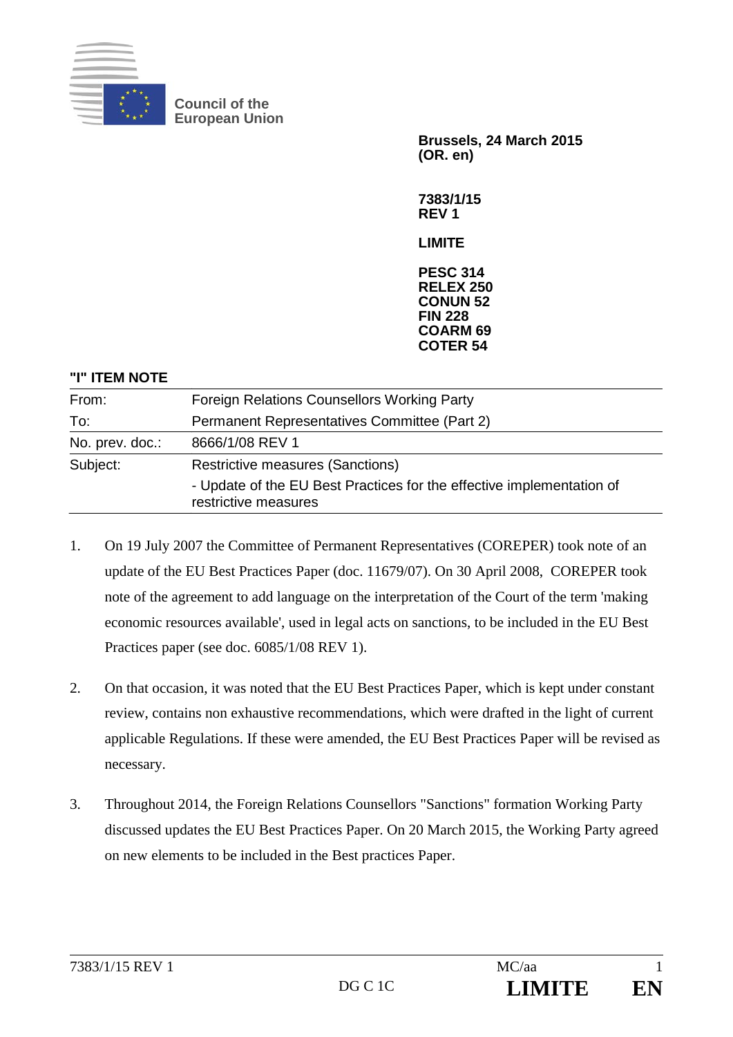**Council of the European Union**

**Brussels, 24 March 2015**
**(OR. en)**

**7383/1/15**
**REV 1**

**LIMITE**

**PESC 314**
**RELEX 250**
**CONUN 52**
**FIN 228**
**COARM 69**
**COTER 54**

**"I" ITEM NOTE**

| | |
|---|---|
| From: | Foreign Relations Counsellors Working Party |
| To: | Permanent Representatives Committee (Part 2) |
| No. prev. doc.: | 8666/1/08 REV 1 |
| Subject: | Restrictive measures (Sanctions)<br>- Update of the EU Best Practices for the effective implementation of restrictive measures |

1. On 19 July 2007 the Committee of Permanent Representatives (COREPER) took note of an update of the EU Best Practices Paper (doc. 11679/07). On 30 April 2008, COREPER took note of the agreement to add language on the interpretation of the Court of the term 'making economic resources available', used in legal acts on sanctions, to be included in the EU Best Practices paper (see doc. 6085/1/08 REV 1).

2. On that occasion, it was noted that the EU Best Practices Paper, which is kept under constant review, contains non exhaustive recommendations, which were drafted in the light of current applicable Regulations. If these were amended, the EU Best Practices Paper will be revised as necessary.

3. Throughout 2014, the Foreign Relations Counsellors "Sanctions" formation Working Party discussed updates the EU Best Practices Paper. On 20 March 2015, the Working Party agreed on new elements to be included in the Best practices Paper.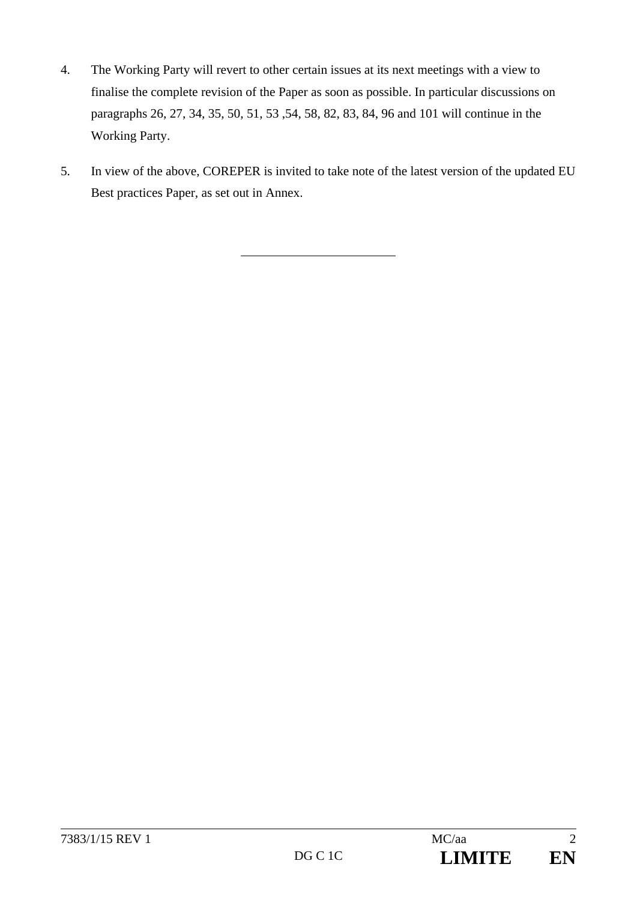4. The Working Party will revert to other certain issues at its next meetings with a view to finalise the complete revision of the Paper as soon as possible. In particular discussions on paragraphs 26, 27, 34, 35, 50, 51, 53 ,54, 58, 82, 83, 84, 96 and 101 will continue in the Working Party.

5. In view of the above, COREPER is invited to take note of the latest version of the updated EU Best practices Paper, as set out in Annex.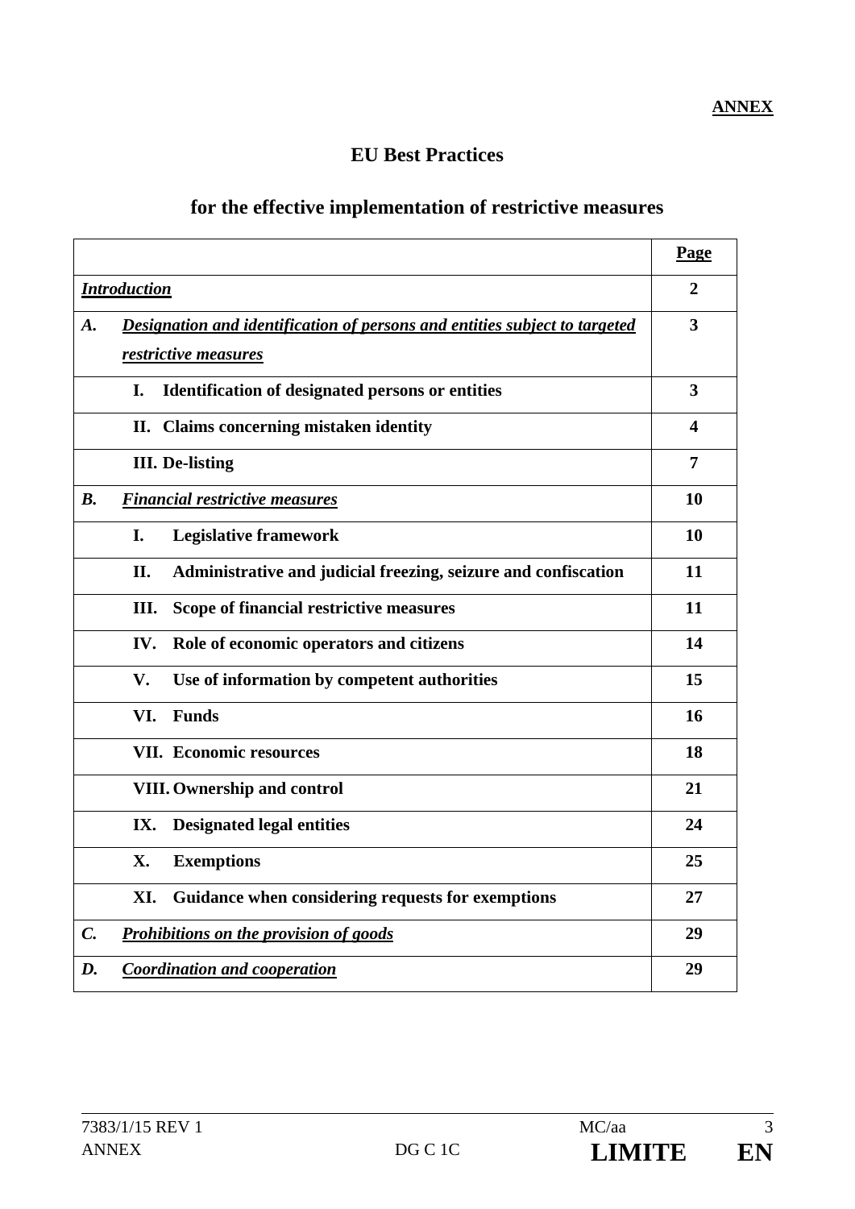**ANNEX**

# EU Best Practices

## for the effective implementation of restrictive measures

| | **Page** |
|---|---|
| ***Introduction*** | **2** |
| ***A. Designation and identification of persons and entities subject to targeted restrictive measures*** | **3** |
| **I. Identification of designated persons or entities** | **3** |
| **II. Claims concerning mistaken identity** | **4** |
| **III. De-listing** | **7** |
| ***B. Financial restrictive measures*** | **10** |
| **I. Legislative framework** | **10** |
| **II. Administrative and judicial freezing, seizure and confiscation** | **11** |
| **III. Scope of financial restrictive measures** | **11** |
| **IV. Role of economic operators and citizens** | **14** |
| **V. Use of information by competent authorities** | **15** |
| **VI. Funds** | **16** |
| **VII. Economic resources** | **18** |
| **VIII. Ownership and control** | **21** |
| **IX. Designated legal entities** | **24** |
| **X. Exemptions** | **25** |
| **XI. Guidance when considering requests for exemptions** | **27** |
| ***C. Prohibitions on the provision of goods*** | **29** |
| ***D. Coordination and cooperation*** | **29** |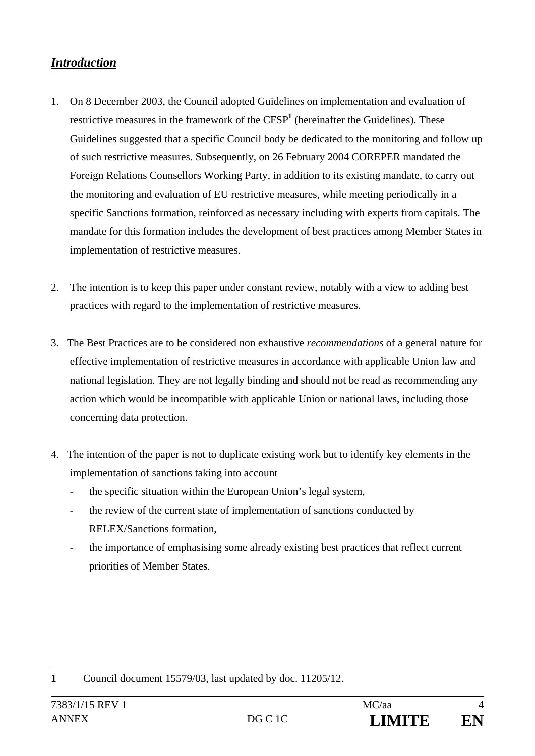## ***Introduction***

1. On 8 December 2003, the Council adopted Guidelines on implementation and evaluation of restrictive measures in the framework of the CFSP[1] (hereinafter the Guidelines). These Guidelines suggested that a specific Council body be dedicated to the monitoring and follow up of such restrictive measures. Subsequently, on 26 February 2004 COREPER mandated the Foreign Relations Counsellors Working Party, in addition to its existing mandate, to carry out the monitoring and evaluation of EU restrictive measures, while meeting periodically in a specific Sanctions formation, reinforced as necessary including with experts from capitals. The mandate for this formation includes the development of best practices among Member States in implementation of restrictive measures.

2. The intention is to keep this paper under constant review, notably with a view to adding best practices with regard to the implementation of restrictive measures.

3. The Best Practices are to be considered non exhaustive *recommendations* of a general nature for effective implementation of restrictive measures in accordance with applicable Union law and national legislation. They are not legally binding and should not be read as recommending any action which would be incompatible with applicable Union or national laws, including those concerning data protection.

4. The intention of the paper is not to duplicate existing work but to identify key elements in the implementation of sanctions taking into account
   - the specific situation within the European Union's legal system,
   - the review of the current state of implementation of sanctions conducted by RELEX/Sanctions formation,
   - the importance of emphasising some already existing best practices that reflect current priorities of Member States.

---

[1] Council document 15579/03, last updated by doc. 11205/12.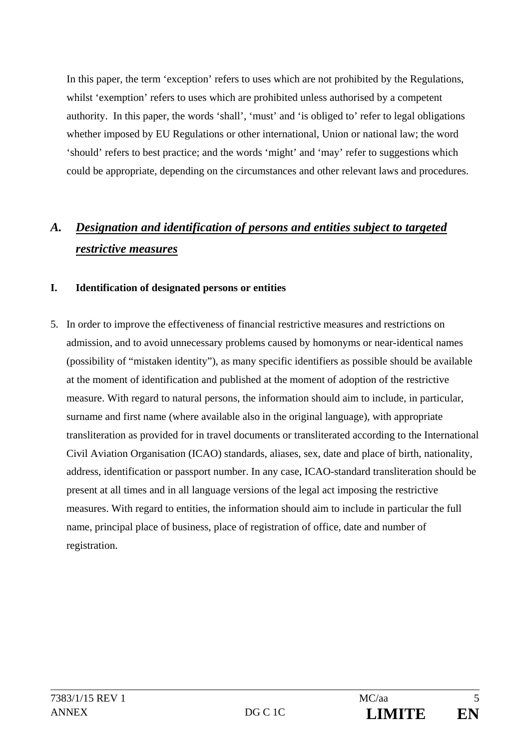In this paper, the term 'exception' refers to uses which are not prohibited by the Regulations, whilst 'exemption' refers to uses which are prohibited unless authorised by a competent authority. In this paper, the words 'shall', 'must' and 'is obliged to' refer to legal obligations whether imposed by EU Regulations or other international, Union or national law; the word 'should' refers to best practice; and the words 'might' and 'may' refer to suggestions which could be appropriate, depending on the circumstances and other relevant laws and procedures.

## *A. <u>Designation and identification of persons and entities subject to targeted restrictive measures</u>*

### I. Identification of designated persons or entities

5. In order to improve the effectiveness of financial restrictive measures and restrictions on admission, and to avoid unnecessary problems caused by homonyms or near-identical names (possibility of "mistaken identity"), as many specific identifiers as possible should be available at the moment of identification and published at the moment of adoption of the restrictive measure. With regard to natural persons, the information should aim to include, in particular, surname and first name (where available also in the original language), with appropriate transliteration as provided for in travel documents or transliterated according to the International Civil Aviation Organisation (ICAO) standards, aliases, sex, date and place of birth, nationality, address, identification or passport number. In any case, ICAO-standard transliteration should be present at all times and in all language versions of the legal act imposing the restrictive measures. With regard to entities, the information should aim to include in particular the full name, principal place of business, place of registration of office, date and number of registration.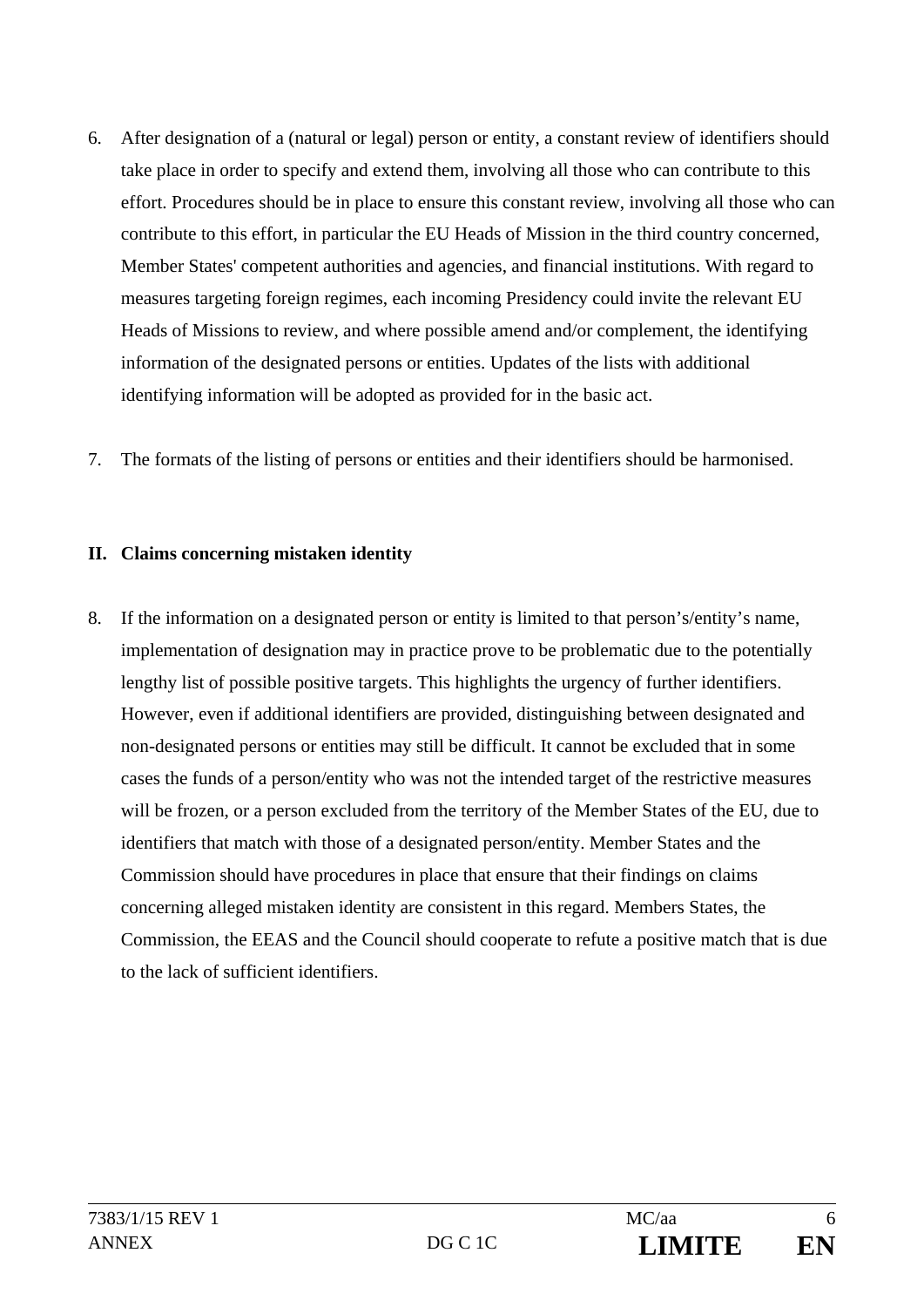6. After designation of a (natural or legal) person or entity, a constant review of identifiers should take place in order to specify and extend them, involving all those who can contribute to this effort. Procedures should be in place to ensure this constant review, involving all those who can contribute to this effort, in particular the EU Heads of Mission in the third country concerned, Member States' competent authorities and agencies, and financial institutions. With regard to measures targeting foreign regimes, each incoming Presidency could invite the relevant EU Heads of Missions to review, and where possible amend and/or complement, the identifying information of the designated persons or entities. Updates of the lists with additional identifying information will be adopted as provided for in the basic act.

7. The formats of the listing of persons or entities and their identifiers should be harmonised.

## II. Claims concerning mistaken identity

8. If the information on a designated person or entity is limited to that person's/entity's name, implementation of designation may in practice prove to be problematic due to the potentially lengthy list of possible positive targets. This highlights the urgency of further identifiers. However, even if additional identifiers are provided, distinguishing between designated and non-designated persons or entities may still be difficult. It cannot be excluded that in some cases the funds of a person/entity who was not the intended target of the restrictive measures will be frozen, or a person excluded from the territory of the Member States of the EU, due to identifiers that match with those of a designated person/entity. Member States and the Commission should have procedures in place that ensure that their findings on claims concerning alleged mistaken identity are consistent in this regard. Members States, the Commission, the EEAS and the Council should cooperate to refute a positive match that is due to the lack of sufficient identifiers.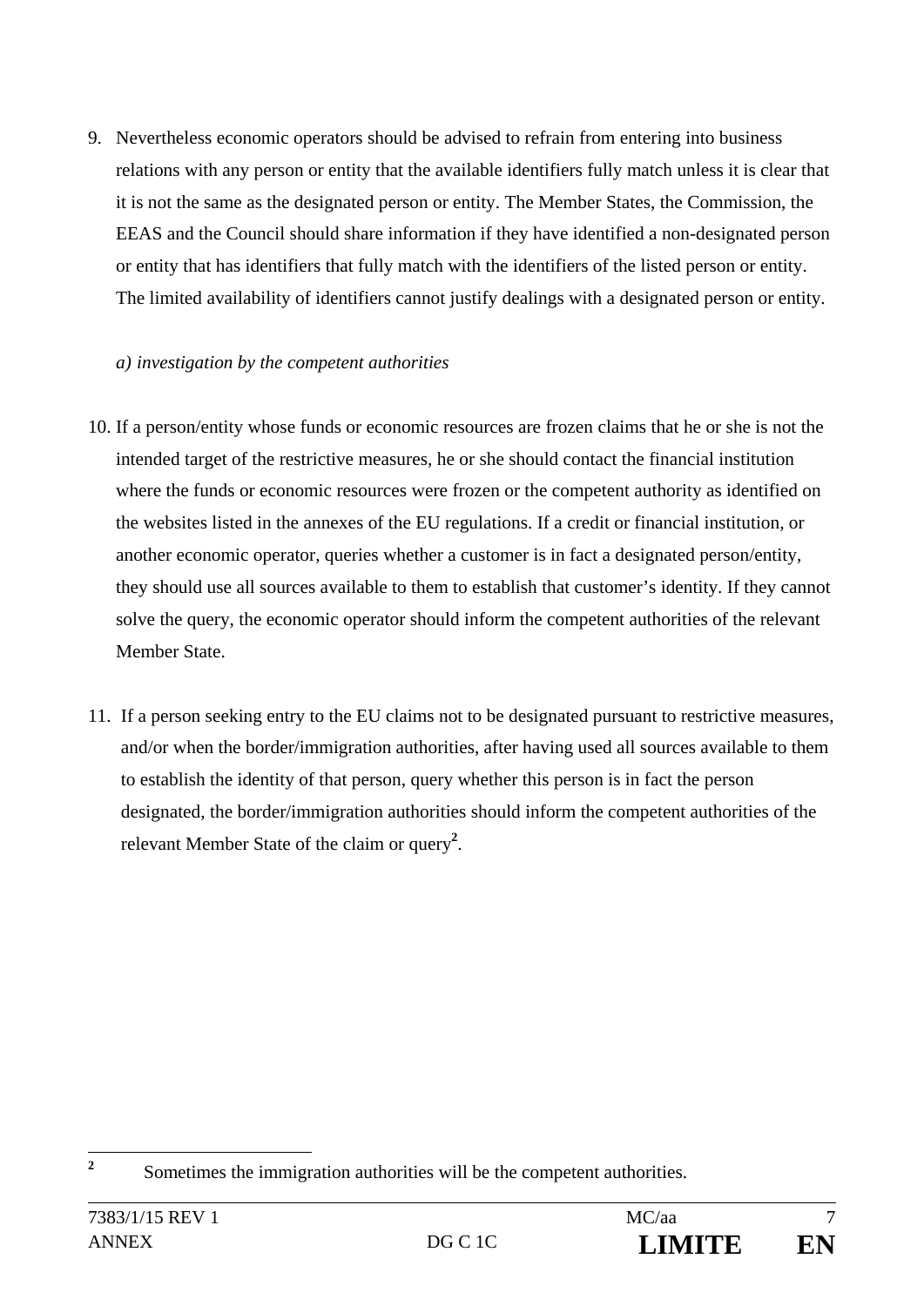9. Nevertheless economic operators should be advised to refrain from entering into business relations with any person or entity that the available identifiers fully match unless it is clear that it is not the same as the designated person or entity. The Member States, the Commission, the EEAS and the Council should share information if they have identified a non-designated person or entity that has identifiers that fully match with the identifiers of the listed person or entity. The limited availability of identifiers cannot justify dealings with a designated person or entity.

*a) investigation by the competent authorities*

10. If a person/entity whose funds or economic resources are frozen claims that he or she is not the intended target of the restrictive measures, he or she should contact the financial institution where the funds or economic resources were frozen or the competent authority as identified on the websites listed in the annexes of the EU regulations. If a credit or financial institution, or another economic operator, queries whether a customer is in fact a designated person/entity, they should use all sources available to them to establish that customer's identity. If they cannot solve the query, the economic operator should inform the competent authorities of the relevant Member State.

11. If a person seeking entry to the EU claims not to be designated pursuant to restrictive measures, and/or when the border/immigration authorities, after having used all sources available to them to establish the identity of that person, query whether this person is in fact the person designated, the border/immigration authorities should inform the competent authorities of the relevant Member State of the claim or query[2].

[2] Sometimes the immigration authorities will be the competent authorities.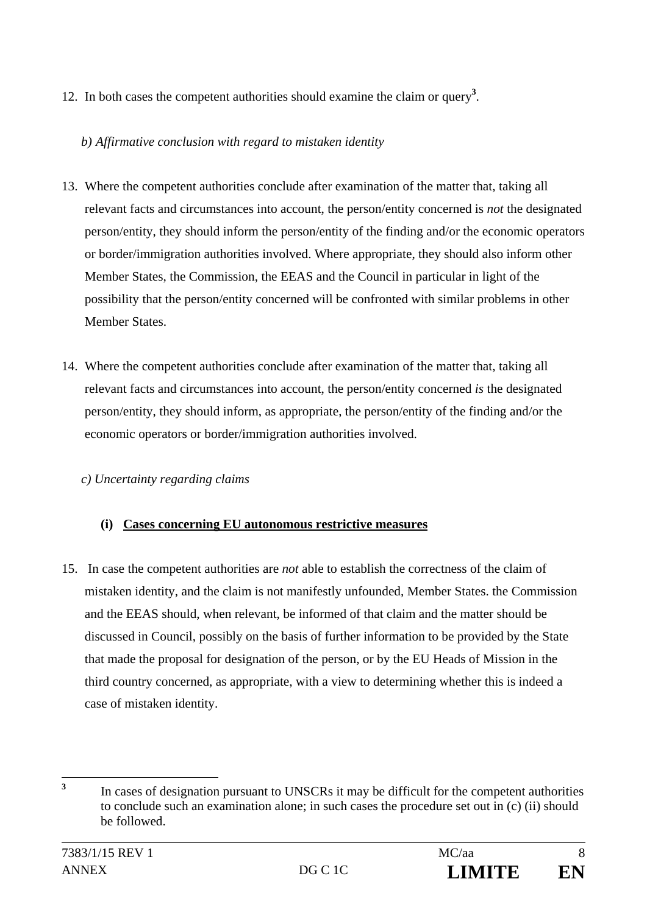12. In both cases the competent authorities should examine the claim or query[3].

*b) Affirmative conclusion with regard to mistaken identity*

13. Where the competent authorities conclude after examination of the matter that, taking all relevant facts and circumstances into account, the person/entity concerned is *not* the designated person/entity, they should inform the person/entity of the finding and/or the economic operators or border/immigration authorities involved. Where appropriate, they should also inform other Member States, the Commission, the EEAS and the Council in particular in light of the possibility that the person/entity concerned will be confronted with similar problems in other Member States.

14. Where the competent authorities conclude after examination of the matter that, taking all relevant facts and circumstances into account, the person/entity concerned *is* the designated person/entity, they should inform, as appropriate, the person/entity of the finding and/or the economic operators or border/immigration authorities involved.

*c) Uncertainty regarding claims*

**(i) <u>Cases concerning EU autonomous restrictive measures</u>**

15. In case the competent authorities are *not* able to establish the correctness of the claim of mistaken identity, and the claim is not manifestly unfounded, Member States. the Commission and the EEAS should, when relevant, be informed of that claim and the matter should be discussed in Council, possibly on the basis of further information to be provided by the State that made the proposal for designation of the person, or by the EU Heads of Mission in the third country concerned, as appropriate, with a view to determining whether this is indeed a case of mistaken identity.

---

[3] In cases of designation pursuant to UNSCRs it may be difficult for the competent authorities to conclude such an examination alone; in such cases the procedure set out in (c) (ii) should be followed.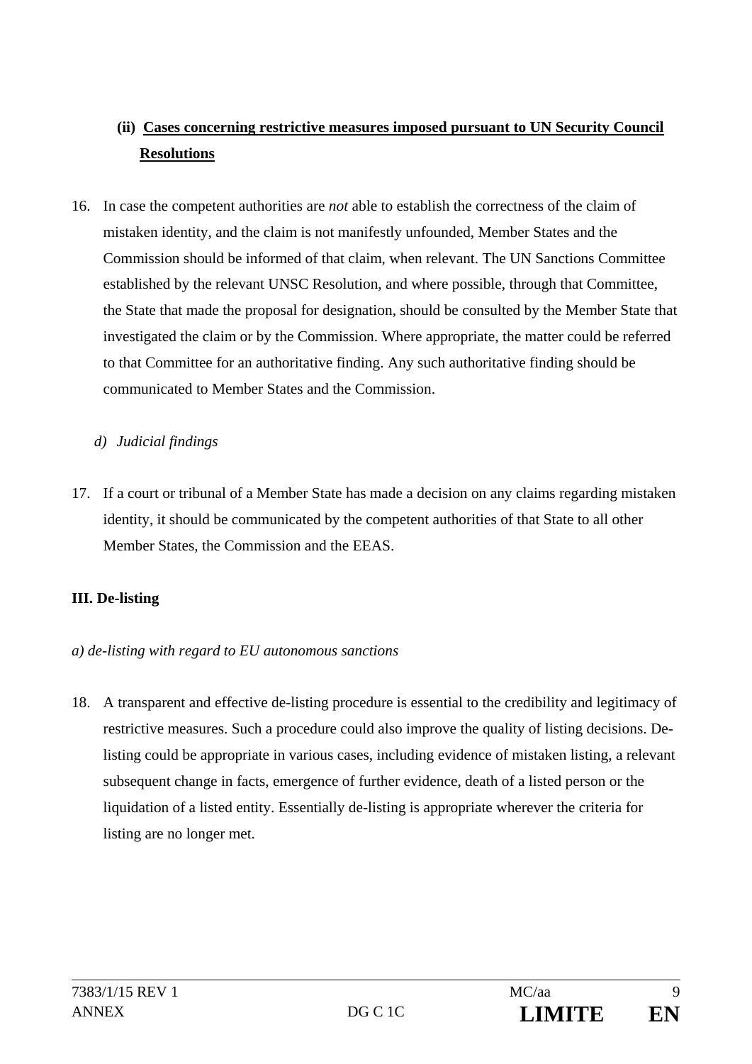#### (ii) **Cases concerning restrictive measures imposed pursuant to UN Security Council Resolutions**

16. In case the competent authorities are *not* able to establish the correctness of the claim of mistaken identity, and the claim is not manifestly unfounded, Member States and the Commission should be informed of that claim, when relevant. The UN Sanctions Committee established by the relevant UNSC Resolution, and where possible, through that Committee, the State that made the proposal for designation, should be consulted by the Member State that investigated the claim or by the Commission. Where appropriate, the matter could be referred to that Committee for an authoritative finding. Any such authoritative finding should be communicated to Member States and the Commission.

*d) Judicial findings*

17. If a court or tribunal of a Member State has made a decision on any claims regarding mistaken identity, it should be communicated by the competent authorities of that State to all other Member States, the Commission and the EEAS.

## III. De-listing

*a) de-listing with regard to EU autonomous sanctions*

18. A transparent and effective de-listing procedure is essential to the credibility and legitimacy of restrictive measures. Such a procedure could also improve the quality of listing decisions. De-listing could be appropriate in various cases, including evidence of mistaken listing, a relevant subsequent change in facts, emergence of further evidence, death of a listed person or the liquidation of a listed entity. Essentially de-listing is appropriate wherever the criteria for listing are no longer met.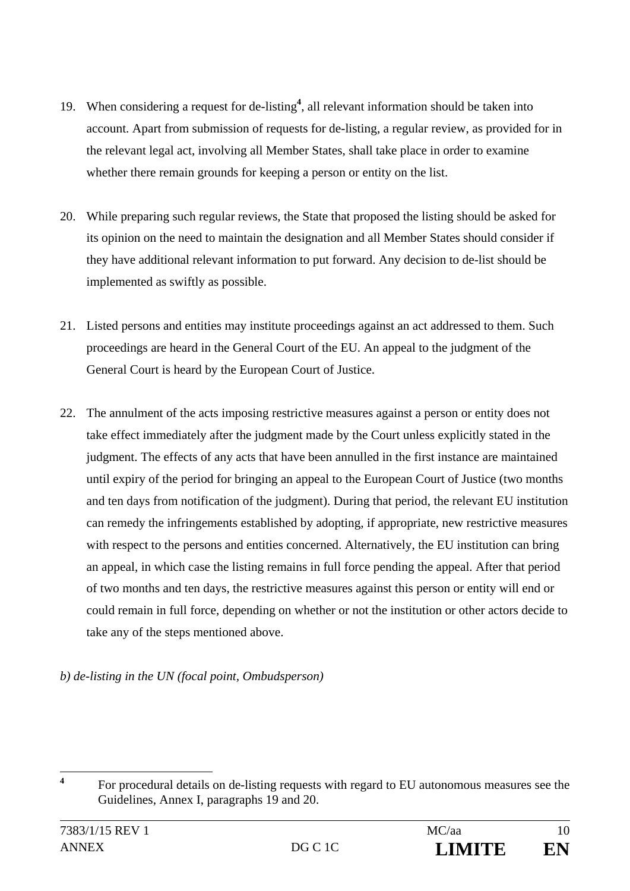19. When considering a request for de-listing[4], all relevant information should be taken into account. Apart from submission of requests for de-listing, a regular review, as provided for in the relevant legal act, involving all Member States, shall take place in order to examine whether there remain grounds for keeping a person or entity on the list.

20. While preparing such regular reviews, the State that proposed the listing should be asked for its opinion on the need to maintain the designation and all Member States should consider if they have additional relevant information to put forward. Any decision to de-list should be implemented as swiftly as possible.

21. Listed persons and entities may institute proceedings against an act addressed to them. Such proceedings are heard in the General Court of the EU. An appeal to the judgment of the General Court is heard by the European Court of Justice.

22. The annulment of the acts imposing restrictive measures against a person or entity does not take effect immediately after the judgment made by the Court unless explicitly stated in the judgment. The effects of any acts that have been annulled in the first instance are maintained until expiry of the period for bringing an appeal to the European Court of Justice (two months and ten days from notification of the judgment). During that period, the relevant EU institution can remedy the infringements established by adopting, if appropriate, new restrictive measures with respect to the persons and entities concerned. Alternatively, the EU institution can bring an appeal, in which case the listing remains in full force pending the appeal. After that period of two months and ten days, the restrictive measures against this person or entity will end or could remain in full force, depending on whether or not the institution or other actors decide to take any of the steps mentioned above.

*b) de-listing in the UN (focal point, Ombudsperson)*

---

[4] For procedural details on de-listing requests with regard to EU autonomous measures see the Guidelines, Annex I, paragraphs 19 and 20.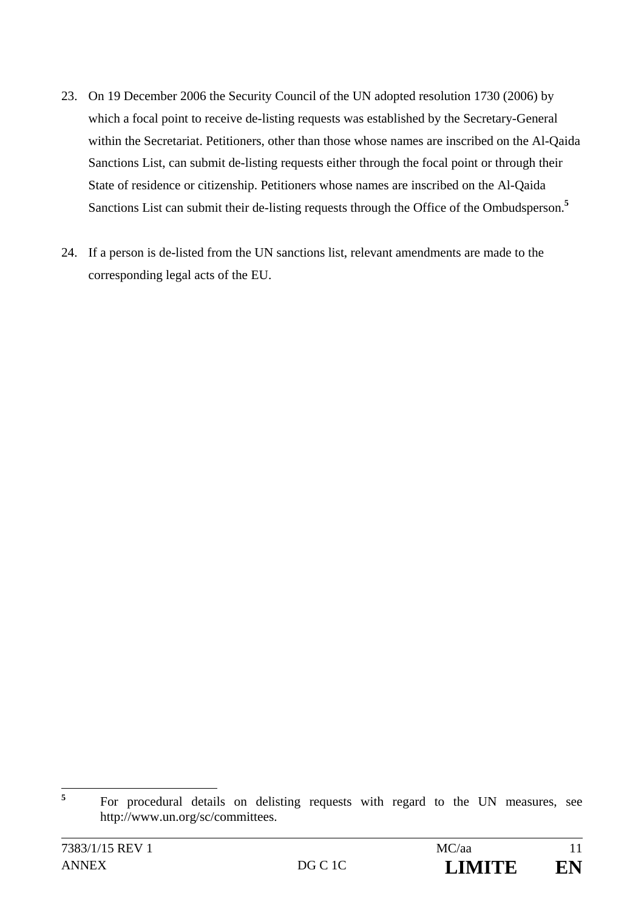23. On 19 December 2006 the Security Council of the UN adopted resolution 1730 (2006) by which a focal point to receive de-listing requests was established by the Secretary-General within the Secretariat. Petitioners, other than those whose names are inscribed on the Al-Qaida Sanctions List, can submit de-listing requests either through the focal point or through their State of residence or citizenship. Petitioners whose names are inscribed on the Al-Qaida Sanctions List can submit their de-listing requests through the Office of the Ombudsperson.[5]

24. If a person is de-listed from the UN sanctions list, relevant amendments are made to the corresponding legal acts of the EU.

[5] For procedural details on delisting requests with regard to the UN measures, see http://www.un.org/sc/committees.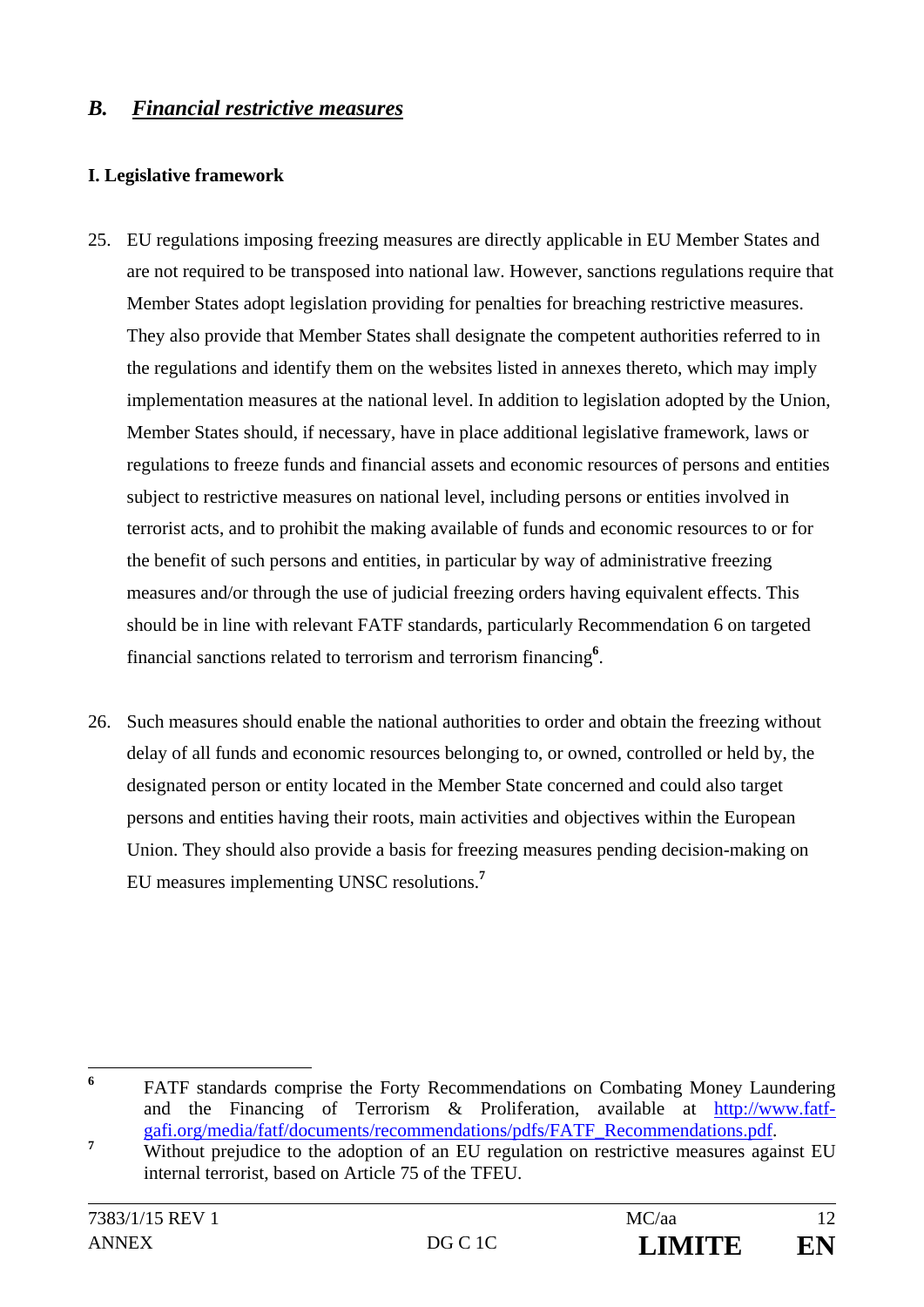## B. *Financial restrictive measures*

**I. Legislative framework**

25. EU regulations imposing freezing measures are directly applicable in EU Member States and are not required to be transposed into national law. However, sanctions regulations require that Member States adopt legislation providing for penalties for breaching restrictive measures. They also provide that Member States shall designate the competent authorities referred to in the regulations and identify them on the websites listed in annexes thereto, which may imply implementation measures at the national level. In addition to legislation adopted by the Union, Member States should, if necessary, have in place additional legislative framework, laws or regulations to freeze funds and financial assets and economic resources of persons and entities subject to restrictive measures on national level, including persons or entities involved in terrorist acts, and to prohibit the making available of funds and economic resources to or for the benefit of such persons and entities, in particular by way of administrative freezing measures and/or through the use of judicial freezing orders having equivalent effects. This should be in line with relevant FATF standards, particularly Recommendation 6 on targeted financial sanctions related to terrorism and terrorism financing[6].

26. Such measures should enable the national authorities to order and obtain the freezing without delay of all funds and economic resources belonging to, or owned, controlled or held by, the designated person or entity located in the Member State concerned and could also target persons and entities having their roots, main activities and objectives within the European Union. They should also provide a basis for freezing measures pending decision-making on EU measures implementing UNSC resolutions.[7]

---

[6] FATF standards comprise the Forty Recommendations on Combating Money Laundering and the Financing of Terrorism & Proliferation, available at http://www.fatf-gafi.org/media/fatf/documents/recommendations/pdfs/FATF_Recommendations.pdf.

[7] Without prejudice to the adoption of an EU regulation on restrictive measures against EU internal terrorist, based on Article 75 of the TFEU.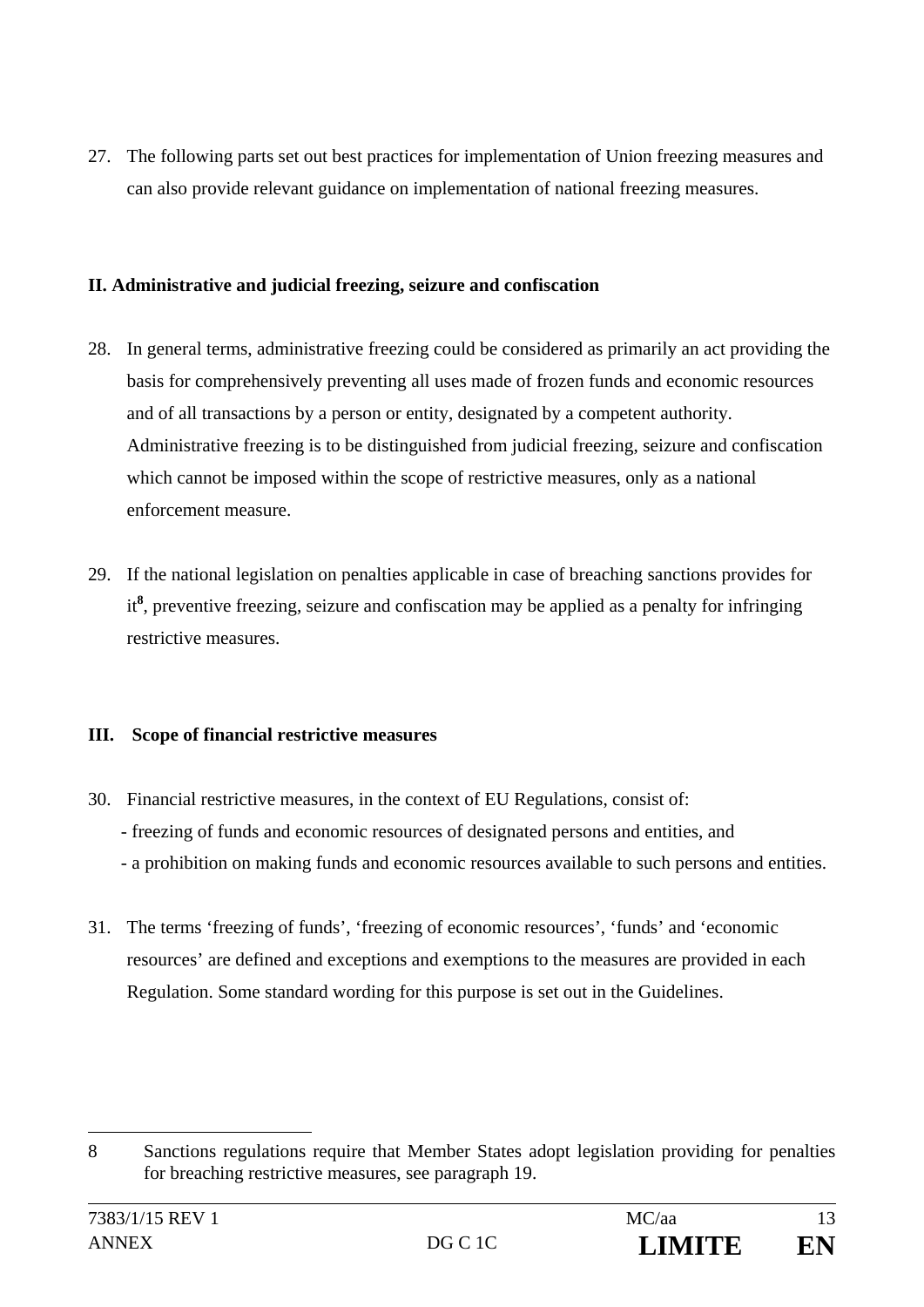27. The following parts set out best practices for implementation of Union freezing measures and can also provide relevant guidance on implementation of national freezing measures.

**II. Administrative and judicial freezing, seizure and confiscation**

28. In general terms, administrative freezing could be considered as primarily an act providing the basis for comprehensively preventing all uses made of frozen funds and economic resources and of all transactions by a person or entity, designated by a competent authority. Administrative freezing is to be distinguished from judicial freezing, seizure and confiscation which cannot be imposed within the scope of restrictive measures, only as a national enforcement measure.

29. If the national legislation on penalties applicable in case of breaching sanctions provides for it[8], preventive freezing, seizure and confiscation may be applied as a penalty for infringing restrictive measures.

**III. Scope of financial restrictive measures**

30. Financial restrictive measures, in the context of EU Regulations, consist of:
   - freezing of funds and economic resources of designated persons and entities, and
   - a prohibition on making funds and economic resources available to such persons and entities.

31. The terms 'freezing of funds', 'freezing of economic resources', 'funds' and 'economic resources' are defined and exceptions and exemptions to the measures are provided in each Regulation. Some standard wording for this purpose is set out in the Guidelines.

---

8 Sanctions regulations require that Member States adopt legislation providing for penalties for breaching restrictive measures, see paragraph 19.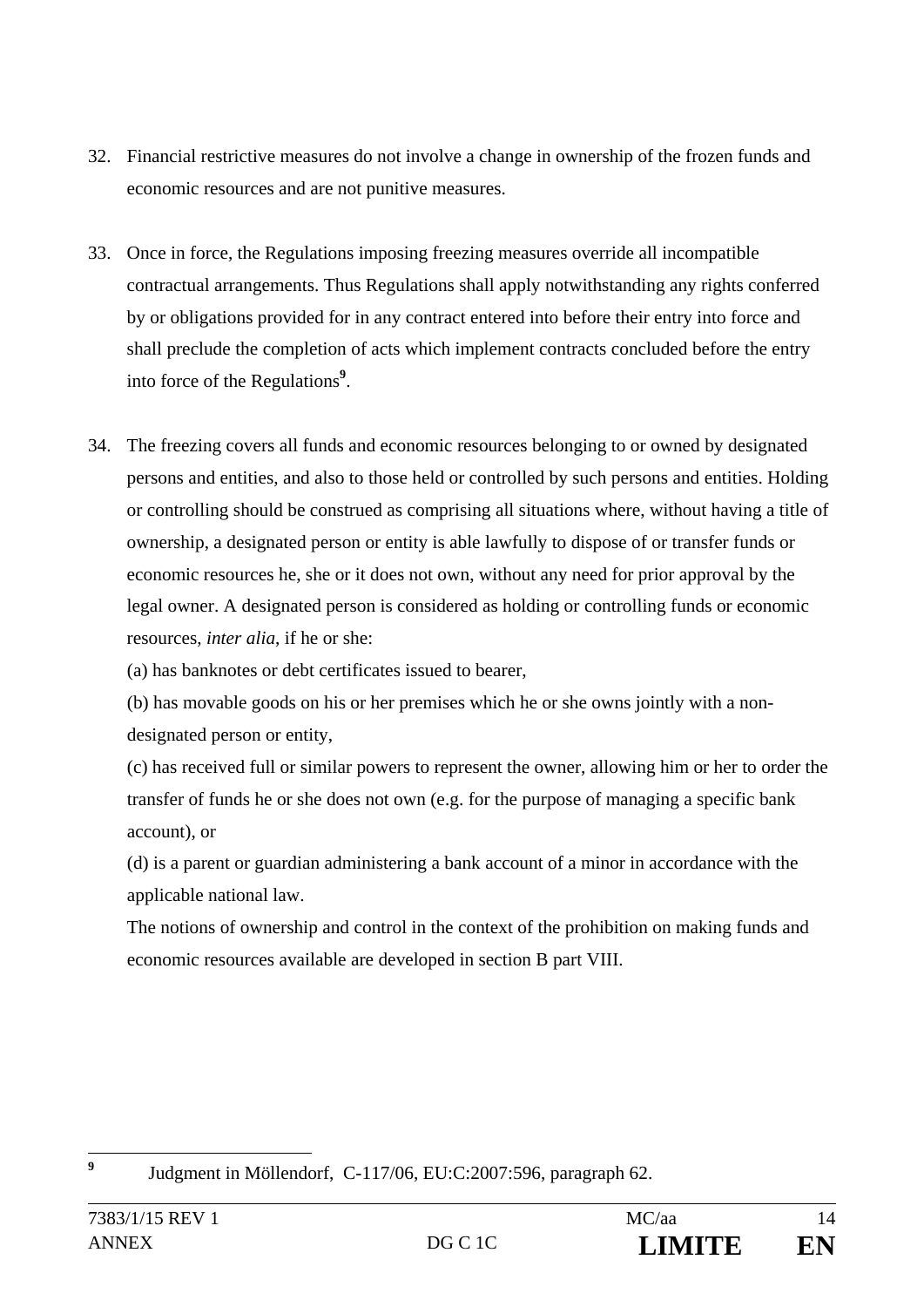32. Financial restrictive measures do not involve a change in ownership of the frozen funds and economic resources and are not punitive measures.

33. Once in force, the Regulations imposing freezing measures override all incompatible contractual arrangements. Thus Regulations shall apply notwithstanding any rights conferred by or obligations provided for in any contract entered into before their entry into force and shall preclude the completion of acts which implement contracts concluded before the entry into force of the Regulations[9].

34. The freezing covers all funds and economic resources belonging to or owned by designated persons and entities, and also to those held or controlled by such persons and entities. Holding or controlling should be construed as comprising all situations where, without having a title of ownership, a designated person or entity is able lawfully to dispose of or transfer funds or economic resources he, she or it does not own, without any need for prior approval by the legal owner. A designated person is considered as holding or controlling funds or economic resources, *inter alia*, if he or she:

    (a) has banknotes or debt certificates issued to bearer,

    (b) has movable goods on his or her premises which he or she owns jointly with a non-designated person or entity,

    (c) has received full or similar powers to represent the owner, allowing him or her to order the transfer of funds he or she does not own (e.g. for the purpose of managing a specific bank account), or

    (d) is a parent or guardian administering a bank account of a minor in accordance with the applicable national law.

    The notions of ownership and control in the context of the prohibition on making funds and economic resources available are developed in section B part VIII.

---

[9] Judgment in Möllendorf, C-117/06, EU:C:2007:596, paragraph 62.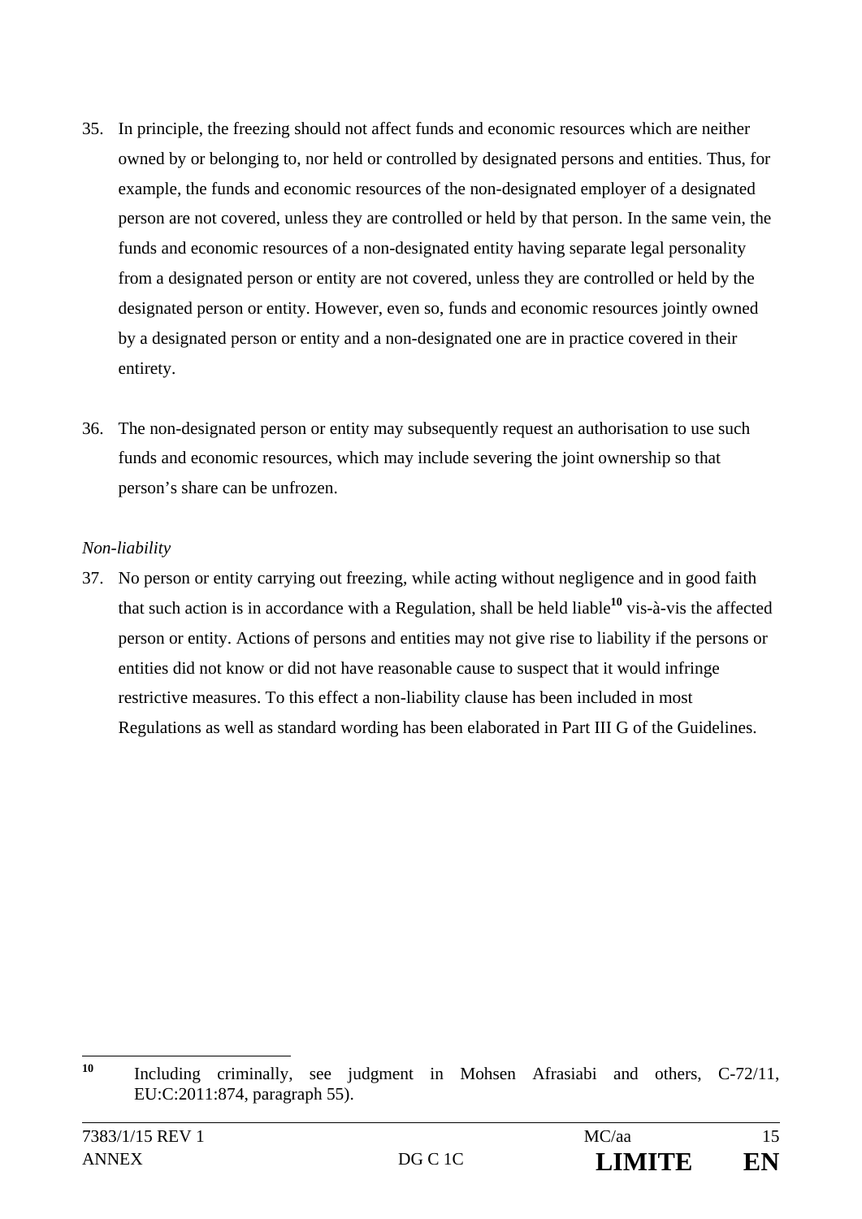35. In principle, the freezing should not affect funds and economic resources which are neither owned by or belonging to, nor held or controlled by designated persons and entities. Thus, for example, the funds and economic resources of the non-designated employer of a designated person are not covered, unless they are controlled or held by that person. In the same vein, the funds and economic resources of a non-designated entity having separate legal personality from a designated person or entity are not covered, unless they are controlled or held by the designated person or entity. However, even so, funds and economic resources jointly owned by a designated person or entity and a non-designated one are in practice covered in their entirety.

36. The non-designated person or entity may subsequently request an authorisation to use such funds and economic resources, which may include severing the joint ownership so that person's share can be unfrozen.

*Non-liability*

37. No person or entity carrying out freezing, while acting without negligence and in good faith that such action is in accordance with a Regulation, shall be held liable[10] vis-à-vis the affected person or entity. Actions of persons and entities may not give rise to liability if the persons or entities did not know or did not have reasonable cause to suspect that it would infringe restrictive measures. To this effect a non-liability clause has been included in most Regulations as well as standard wording has been elaborated in Part III G of the Guidelines.

---

[10] Including criminally, see judgment in Mohsen Afrasiabi and others, C-72/11, EU:C:2011:874, paragraph 55).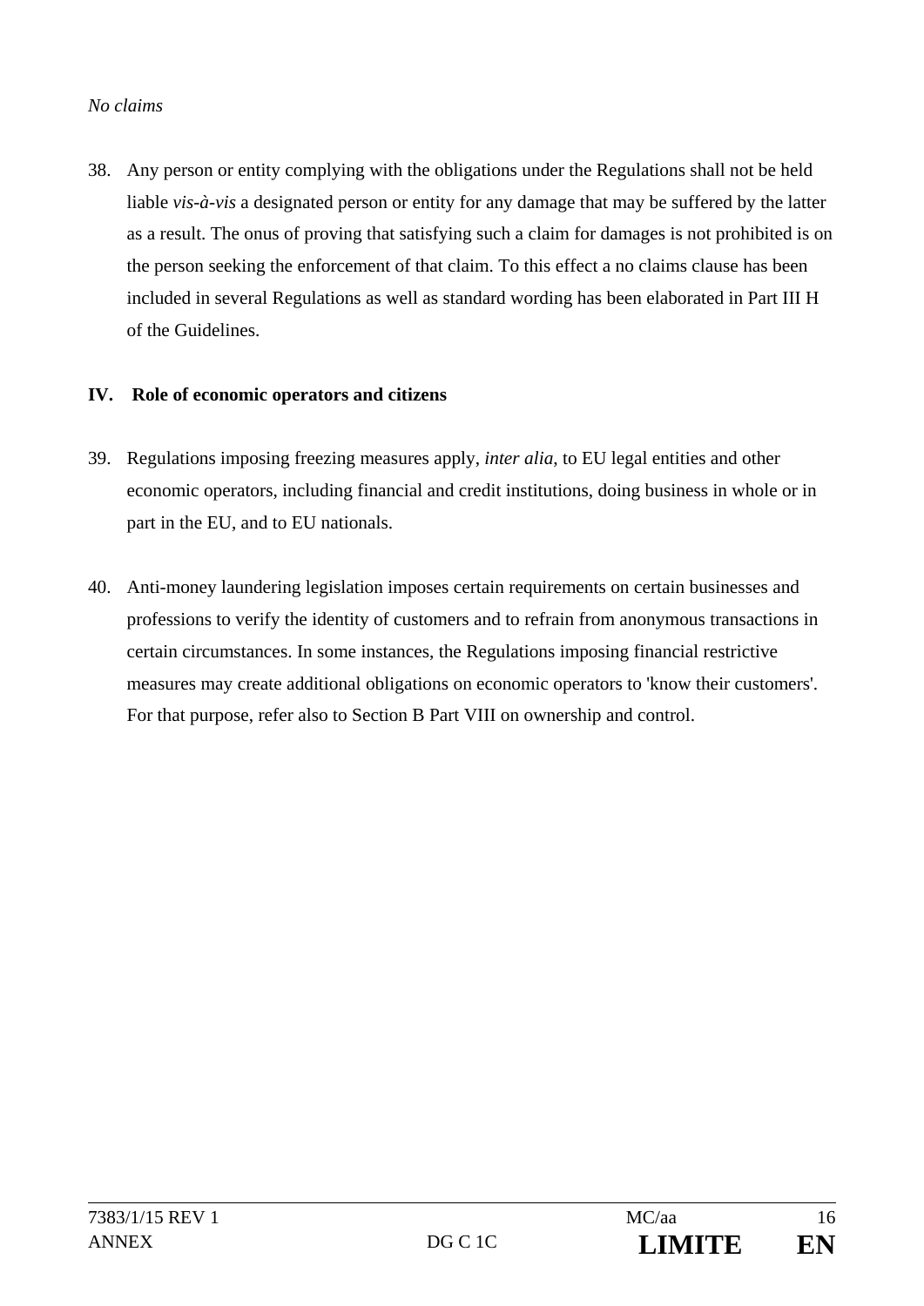*No claims*

38. Any person or entity complying with the obligations under the Regulations shall not be held liable *vis-à-vis* a designated person or entity for any damage that may be suffered by the latter as a result. The onus of proving that satisfying such a claim for damages is not prohibited is on the person seeking the enforcement of that claim. To this effect a no claims clause has been included in several Regulations as well as standard wording has been elaborated in Part III H of the Guidelines.

## IV. Role of economic operators and citizens

39. Regulations imposing freezing measures apply, *inter alia*, to EU legal entities and other economic operators, including financial and credit institutions, doing business in whole or in part in the EU, and to EU nationals.

40. Anti-money laundering legislation imposes certain requirements on certain businesses and professions to verify the identity of customers and to refrain from anonymous transactions in certain circumstances. In some instances, the Regulations imposing financial restrictive measures may create additional obligations on economic operators to 'know their customers'. For that purpose, refer also to Section B Part VIII on ownership and control.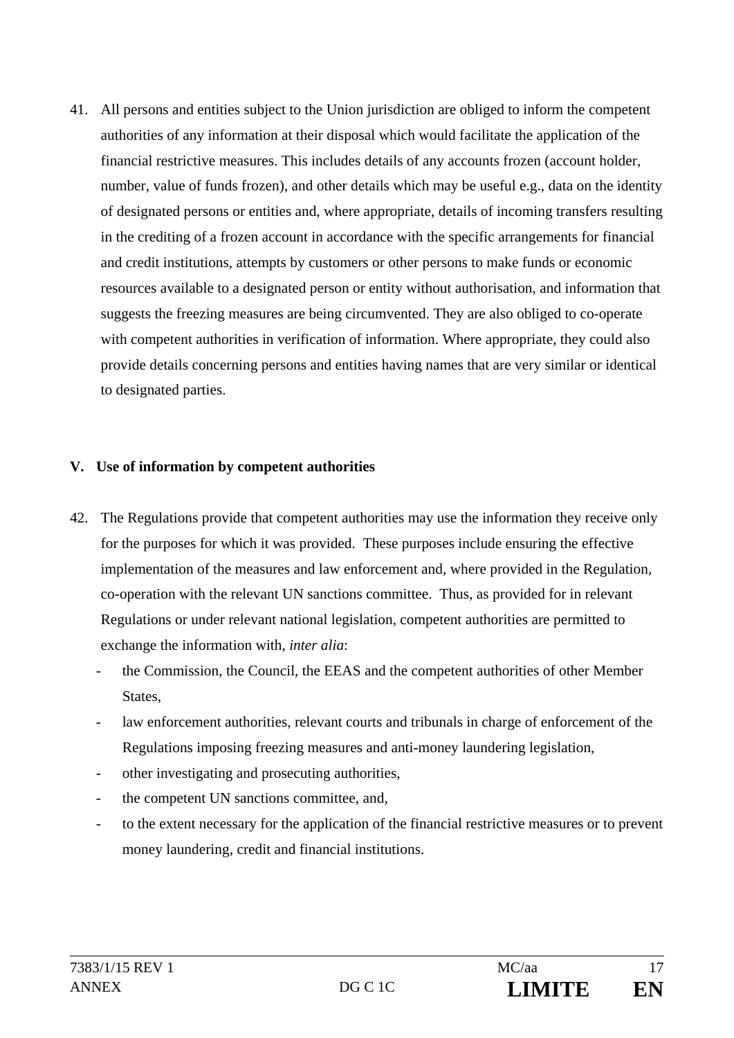41. All persons and entities subject to the Union jurisdiction are obliged to inform the competent authorities of any information at their disposal which would facilitate the application of the financial restrictive measures. This includes details of any accounts frozen (account holder, number, value of funds frozen), and other details which may be useful e.g., data on the identity of designated persons or entities and, where appropriate, details of incoming transfers resulting in the crediting of a frozen account in accordance with the specific arrangements for financial and credit institutions, attempts by customers or other persons to make funds or economic resources available to a designated person or entity without authorisation, and information that suggests the freezing measures are being circumvented. They are also obliged to co-operate with competent authorities in verification of information. Where appropriate, they could also provide details concerning persons and entities having names that are very similar or identical to designated parties.

**V. Use of information by competent authorities**

42. The Regulations provide that competent authorities may use the information they receive only for the purposes for which it was provided. These purposes include ensuring the effective implementation of the measures and law enforcement and, where provided in the Regulation, co-operation with the relevant UN sanctions committee. Thus, as provided for in relevant Regulations or under relevant national legislation, competent authorities are permitted to exchange the information with, *inter alia*:
    - the Commission, the Council, the EEAS and the competent authorities of other Member States,
    - law enforcement authorities, relevant courts and tribunals in charge of enforcement of the Regulations imposing freezing measures and anti-money laundering legislation,
    - other investigating and prosecuting authorities,
    - the competent UN sanctions committee, and,
    - to the extent necessary for the application of the financial restrictive measures or to prevent money laundering, credit and financial institutions.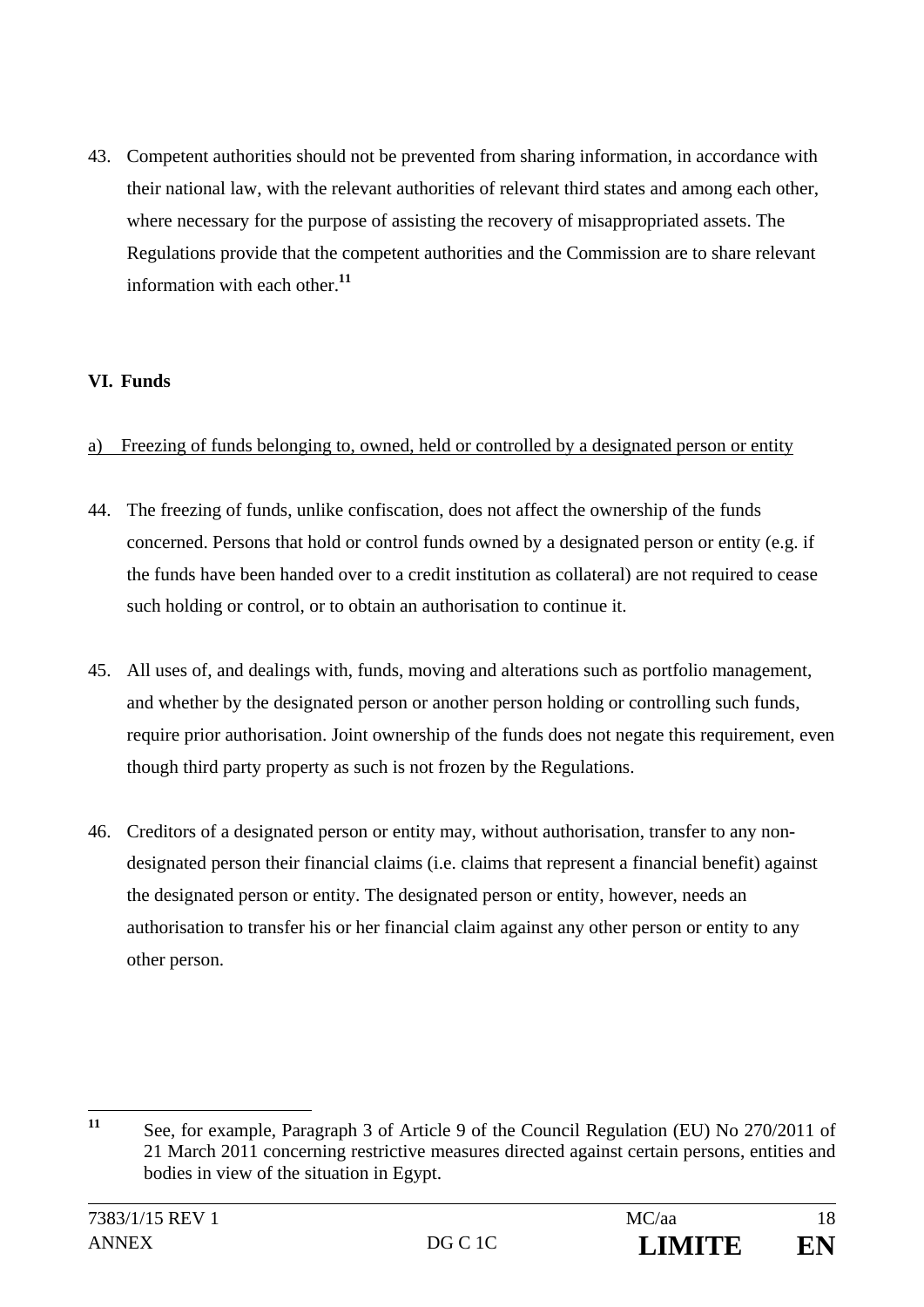43. Competent authorities should not be prevented from sharing information, in accordance with their national law, with the relevant authorities of relevant third states and among each other, where necessary for the purpose of assisting the recovery of misappropriated assets. The Regulations provide that the competent authorities and the Commission are to share relevant information with each other.[11]

## VI. Funds

a) Freezing of funds belonging to, owned, held or controlled by a designated person or entity

44. The freezing of funds, unlike confiscation, does not affect the ownership of the funds concerned. Persons that hold or control funds owned by a designated person or entity (e.g. if the funds have been handed over to a credit institution as collateral) are not required to cease such holding or control, or to obtain an authorisation to continue it.

45. All uses of, and dealings with, funds, moving and alterations such as portfolio management, and whether by the designated person or another person holding or controlling such funds, require prior authorisation. Joint ownership of the funds does not negate this requirement, even though third party property as such is not frozen by the Regulations.

46. Creditors of a designated person or entity may, without authorisation, transfer to any non-designated person their financial claims (i.e. claims that represent a financial benefit) against the designated person or entity. The designated person or entity, however, needs an authorisation to transfer his or her financial claim against any other person or entity to any other person.

---

[11] See, for example, Paragraph 3 of Article 9 of the Council Regulation (EU) No 270/2011 of 21 March 2011 concerning restrictive measures directed against certain persons, entities and bodies in view of the situation in Egypt.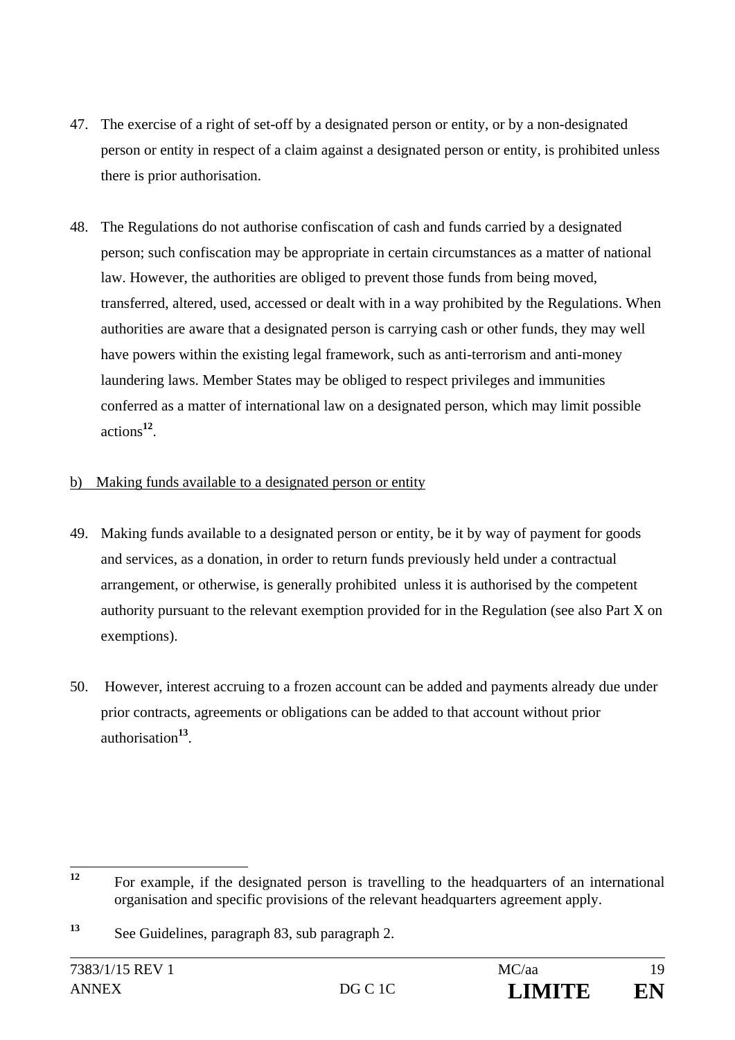47. The exercise of a right of set-off by a designated person or entity, or by a non-designated person or entity in respect of a claim against a designated person or entity, is prohibited unless there is prior authorisation.

48. The Regulations do not authorise confiscation of cash and funds carried by a designated person; such confiscation may be appropriate in certain circumstances as a matter of national law. However, the authorities are obliged to prevent those funds from being moved, transferred, altered, used, accessed or dealt with in a way prohibited by the Regulations. When authorities are aware that a designated person is carrying cash or other funds, they may well have powers within the existing legal framework, such as anti-terrorism and anti-money laundering laws. Member States may be obliged to respect privileges and immunities conferred as a matter of international law on a designated person, which may limit possible actions[12].

b) Making funds available to a designated person or entity

49. Making funds available to a designated person or entity, be it by way of payment for goods and services, as a donation, in order to return funds previously held under a contractual arrangement, or otherwise, is generally prohibited unless it is authorised by the competent authority pursuant to the relevant exemption provided for in the Regulation (see also Part X on exemptions).

50. However, interest accruing to a frozen account can be added and payments already due under prior contracts, agreements or obligations can be added to that account without prior authorisation[13].

---

[12] For example, if the designated person is travelling to the headquarters of an international organisation and specific provisions of the relevant headquarters agreement apply.

[13] See Guidelines, paragraph 83, sub paragraph 2.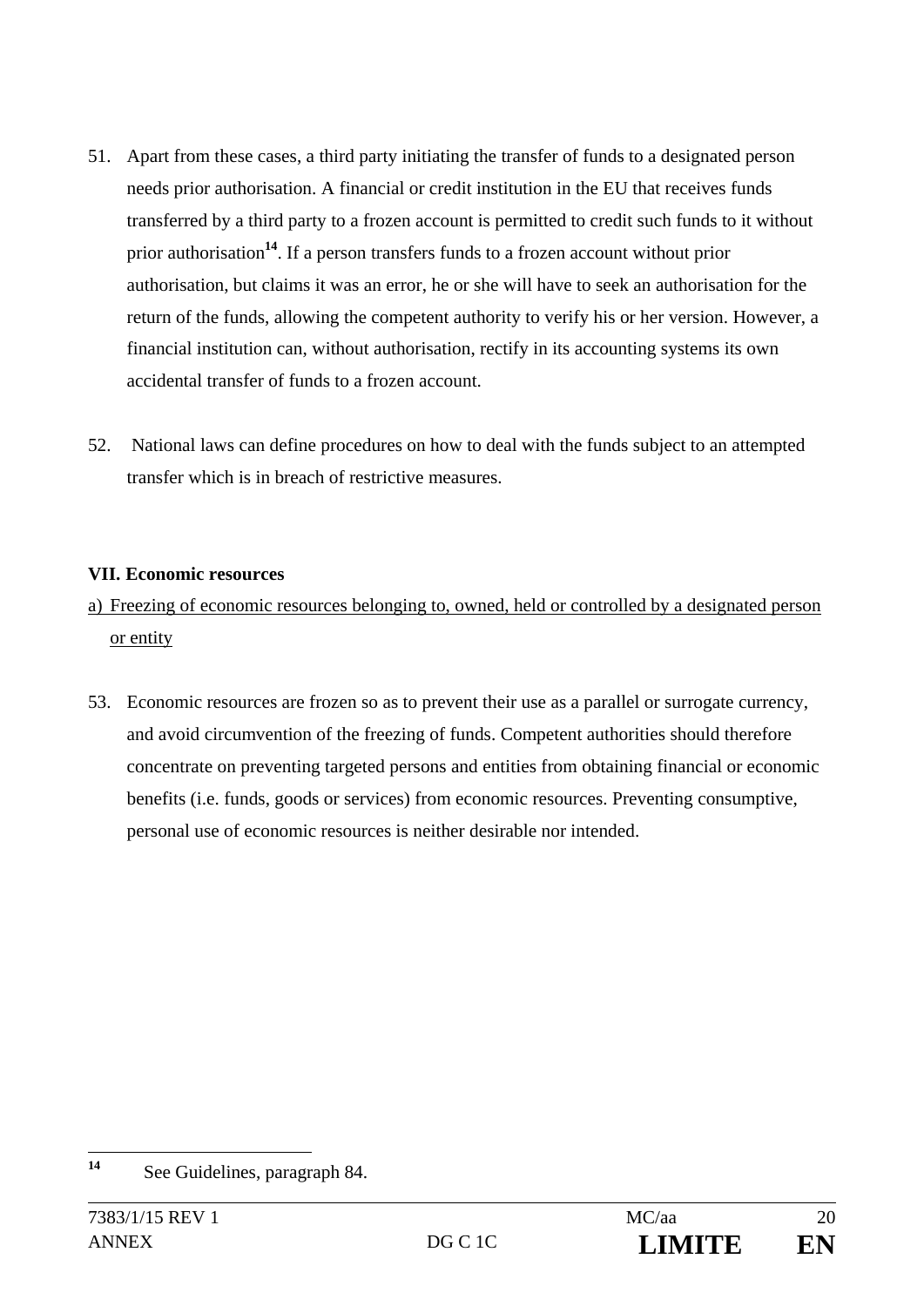51. Apart from these cases, a third party initiating the transfer of funds to a designated person needs prior authorisation. A financial or credit institution in the EU that receives funds transferred by a third party to a frozen account is permitted to credit such funds to it without prior authorisation[14]. If a person transfers funds to a frozen account without prior authorisation, but claims it was an error, he or she will have to seek an authorisation for the return of the funds, allowing the competent authority to verify his or her version. However, a financial institution can, without authorisation, rectify in its accounting systems its own accidental transfer of funds to a frozen account.

52. National laws can define procedures on how to deal with the funds subject to an attempted transfer which is in breach of restrictive measures.

**VII. Economic resources**

a) Freezing of economic resources belonging to, owned, held or controlled by a designated person or entity

53. Economic resources are frozen so as to prevent their use as a parallel or surrogate currency, and avoid circumvention of the freezing of funds. Competent authorities should therefore concentrate on preventing targeted persons and entities from obtaining financial or economic benefits (i.e. funds, goods or services) from economic resources. Preventing consumptive, personal use of economic resources is neither desirable nor intended.

---

[14] See Guidelines, paragraph 84.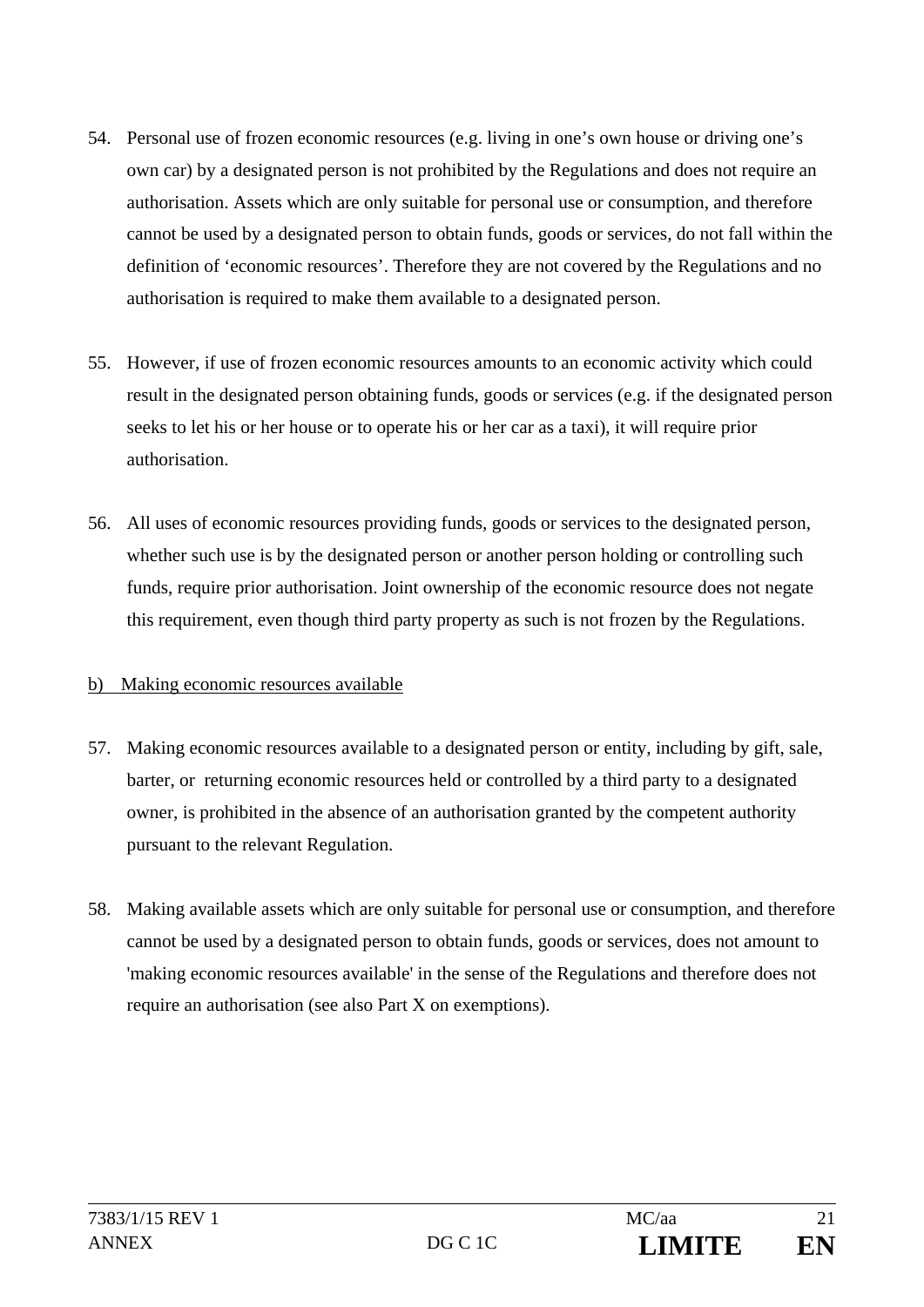54. Personal use of frozen economic resources (e.g. living in one's own house or driving one's own car) by a designated person is not prohibited by the Regulations and does not require an authorisation. Assets which are only suitable for personal use or consumption, and therefore cannot be used by a designated person to obtain funds, goods or services, do not fall within the definition of 'economic resources'. Therefore they are not covered by the Regulations and no authorisation is required to make them available to a designated person.

55. However, if use of frozen economic resources amounts to an economic activity which could result in the designated person obtaining funds, goods or services (e.g. if the designated person seeks to let his or her house or to operate his or her car as a taxi), it will require prior authorisation.

56. All uses of economic resources providing funds, goods or services to the designated person, whether such use is by the designated person or another person holding or controlling such funds, require prior authorisation. Joint ownership of the economic resource does not negate this requirement, even though third party property as such is not frozen by the Regulations.

b) Making economic resources available

57. Making economic resources available to a designated person or entity, including by gift, sale, barter, or returning economic resources held or controlled by a third party to a designated owner, is prohibited in the absence of an authorisation granted by the competent authority pursuant to the relevant Regulation.

58. Making available assets which are only suitable for personal use or consumption, and therefore cannot be used by a designated person to obtain funds, goods or services, does not amount to 'making economic resources available' in the sense of the Regulations and therefore does not require an authorisation (see also Part X on exemptions).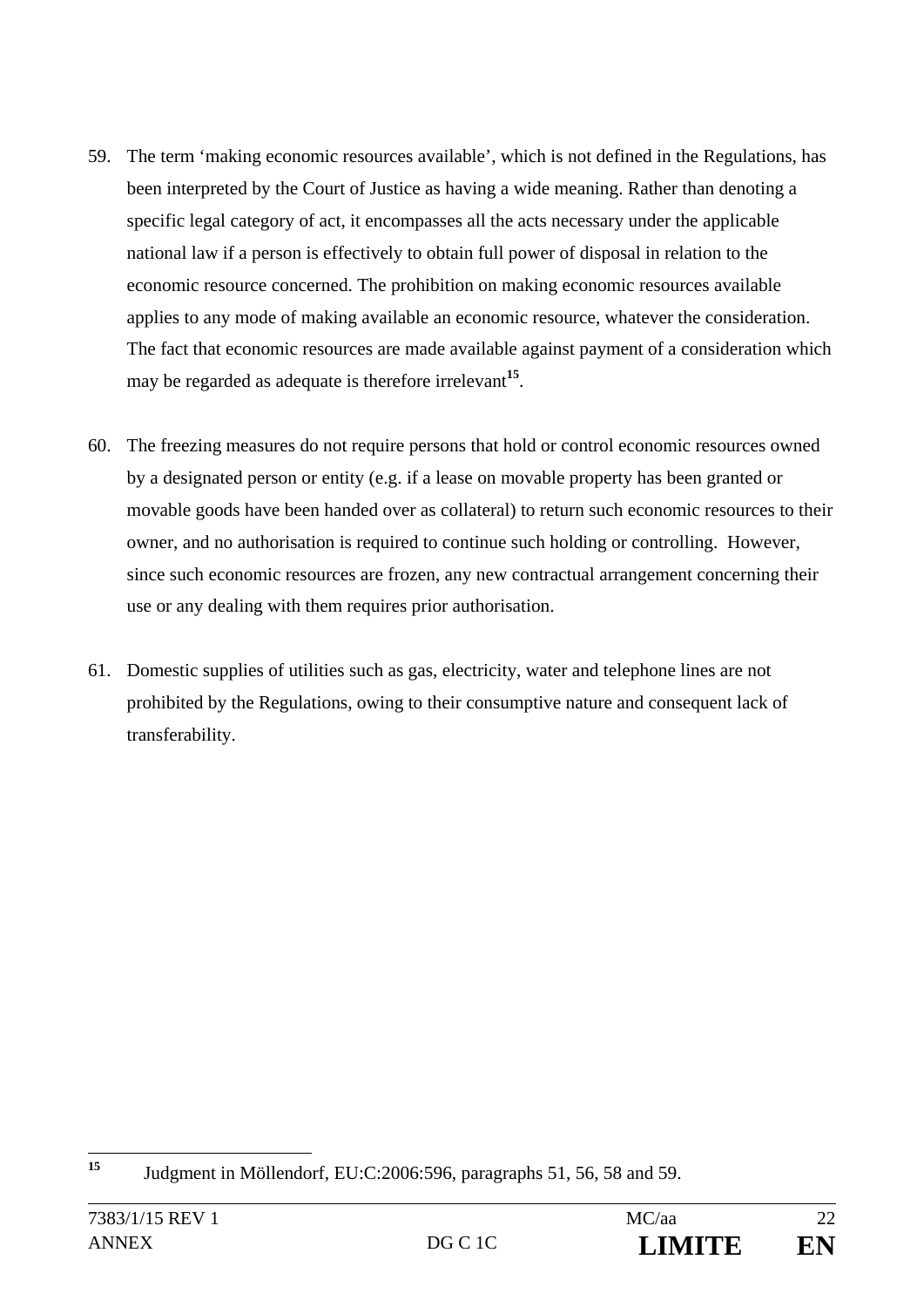59. The term ‘making economic resources available’, which is not defined in the Regulations, has been interpreted by the Court of Justice as having a wide meaning. Rather than denoting a specific legal category of act, it encompasses all the acts necessary under the applicable national law if a person is effectively to obtain full power of disposal in relation to the economic resource concerned. The prohibition on making economic resources available applies to any mode of making available an economic resource, whatever the consideration. The fact that economic resources are made available against payment of a consideration which may be regarded as adequate is therefore irrelevant[15].

60. The freezing measures do not require persons that hold or control economic resources owned by a designated person or entity (e.g. if a lease on movable property has been granted or movable goods have been handed over as collateral) to return such economic resources to their owner, and no authorisation is required to continue such holding or controlling. However, since such economic resources are frozen, any new contractual arrangement concerning their use or any dealing with them requires prior authorisation.

61. Domestic supplies of utilities such as gas, electricity, water and telephone lines are not prohibited by the Regulations, owing to their consumptive nature and consequent lack of transferability.

---

[15] Judgment in Möllendorf, EU:C:2006:596, paragraphs 51, 56, 58 and 59.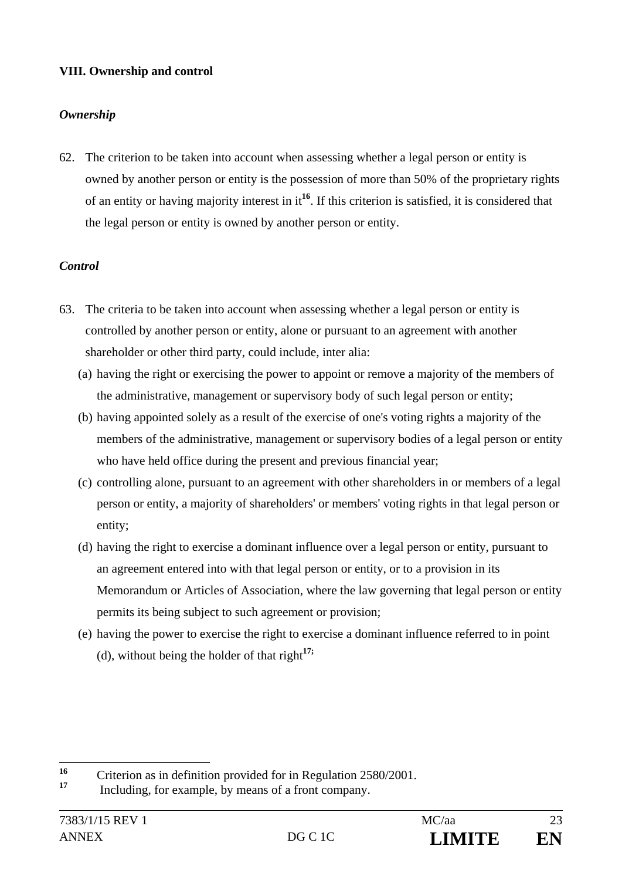**VIII. Ownership and control**

***Ownership***

62. The criterion to be taken into account when assessing whether a legal person or entity is owned by another person or entity is the possession of more than 50% of the proprietary rights of an entity or having majority interest in it[16]. If this criterion is satisfied, it is considered that the legal person or entity is owned by another person or entity.

***Control***

63. The criteria to be taken into account when assessing whether a legal person or entity is controlled by another person or entity, alone or pursuant to an agreement with another shareholder or other third party, could include, inter alia:
   (a) having the right or exercising the power to appoint or remove a majority of the members of the administrative, management or supervisory body of such legal person or entity;
   (b) having appointed solely as a result of the exercise of one's voting rights a majority of the members of the administrative, management or supervisory bodies of a legal person or entity who have held office during the present and previous financial year;
   (c) controlling alone, pursuant to an agreement with other shareholders in or members of a legal person or entity, a majority of shareholders' or members' voting rights in that legal person or entity;
   (d) having the right to exercise a dominant influence over a legal person or entity, pursuant to an agreement entered into with that legal person or entity, or to a provision in its Memorandum or Articles of Association, where the law governing that legal person or entity permits its being subject to such agreement or provision;
   (e) having the power to exercise the right to exercise a dominant influence referred to in point (d), without being the holder of that right[17];

---

[16] Criterion as in definition provided for in Regulation 2580/2001.

[17] Including, for example, by means of a front company.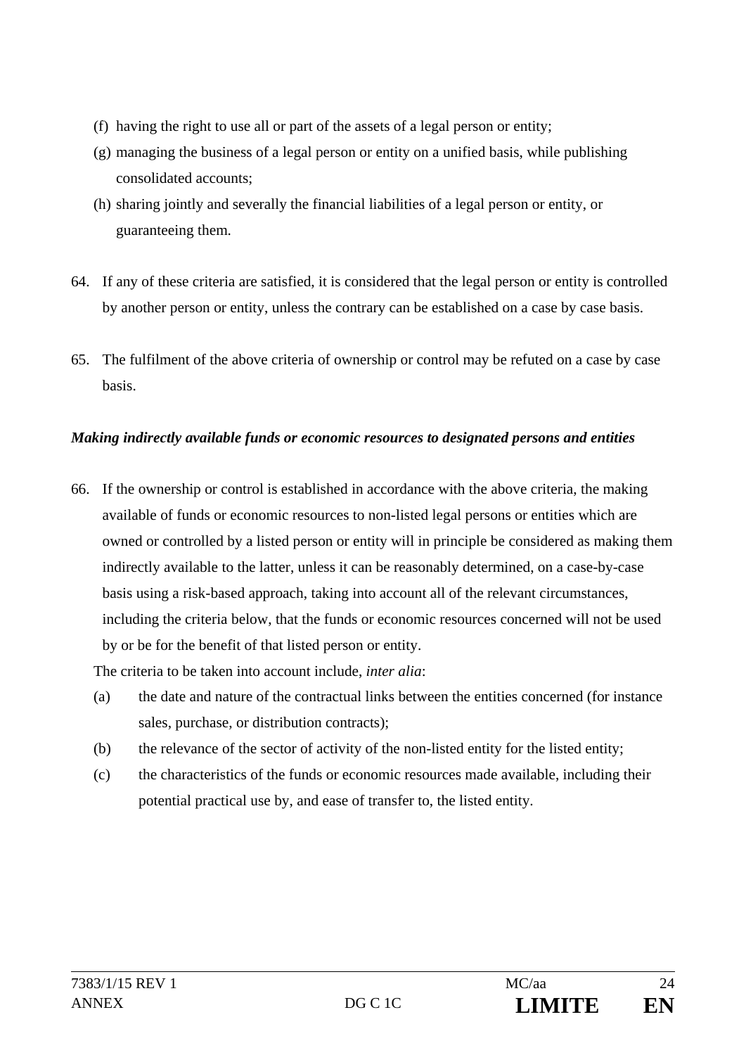(f) having the right to use all or part of the assets of a legal person or entity;

(g) managing the business of a legal person or entity on a unified basis, while publishing consolidated accounts;

(h) sharing jointly and severally the financial liabilities of a legal person or entity, or guaranteeing them.

64. If any of these criteria are satisfied, it is considered that the legal person or entity is controlled by another person or entity, unless the contrary can be established on a case by case basis.

65. The fulfilment of the above criteria of ownership or control may be refuted on a case by case basis.

***Making indirectly available funds or economic resources to designated persons and entities***

66. If the ownership or control is established in accordance with the above criteria, the making available of funds or economic resources to non-listed legal persons or entities which are owned or controlled by a listed person or entity will in principle be considered as making them indirectly available to the latter, unless it can be reasonably determined, on a case-by-case basis using a risk-based approach, taking into account all of the relevant circumstances, including the criteria below, that the funds or economic resources concerned will not be used by or be for the benefit of that listed person or entity.

The criteria to be taken into account include, *inter alia*:

(a) the date and nature of the contractual links between the entities concerned (for instance sales, purchase, or distribution contracts);

(b) the relevance of the sector of activity of the non-listed entity for the listed entity;

(c) the characteristics of the funds or economic resources made available, including their potential practical use by, and ease of transfer to, the listed entity.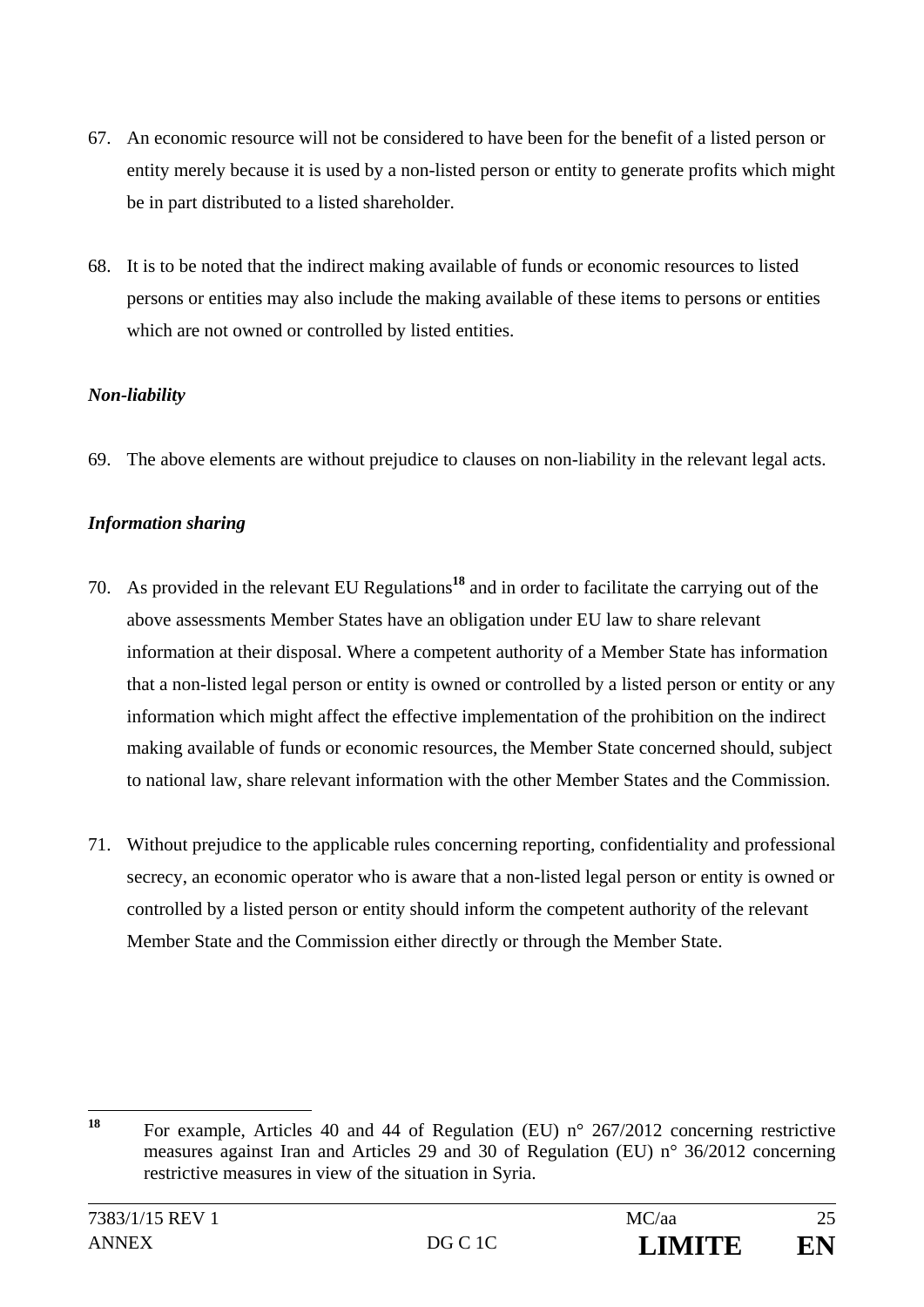67. An economic resource will not be considered to have been for the benefit of a listed person or entity merely because it is used by a non-listed person or entity to generate profits which might be in part distributed to a listed shareholder.

68. It is to be noted that the indirect making available of funds or economic resources to listed persons or entities may also include the making available of these items to persons or entities which are not owned or controlled by listed entities.

***Non-liability***

69. The above elements are without prejudice to clauses on non-liability in the relevant legal acts.

***Information sharing***

70. As provided in the relevant EU Regulations[18] and in order to facilitate the carrying out of the above assessments Member States have an obligation under EU law to share relevant information at their disposal. Where a competent authority of a Member State has information that a non-listed legal person or entity is owned or controlled by a listed person or entity or any information which might affect the effective implementation of the prohibition on the indirect making available of funds or economic resources, the Member State concerned should, subject to national law, share relevant information with the other Member States and the Commission.

71. Without prejudice to the applicable rules concerning reporting, confidentiality and professional secrecy, an economic operator who is aware that a non-listed legal person or entity is owned or controlled by a listed person or entity should inform the competent authority of the relevant Member State and the Commission either directly or through the Member State.

---

[18] For example, Articles 40 and 44 of Regulation (EU) n° 267/2012 concerning restrictive measures against Iran and Articles 29 and 30 of Regulation (EU) n° 36/2012 concerning restrictive measures in view of the situation in Syria.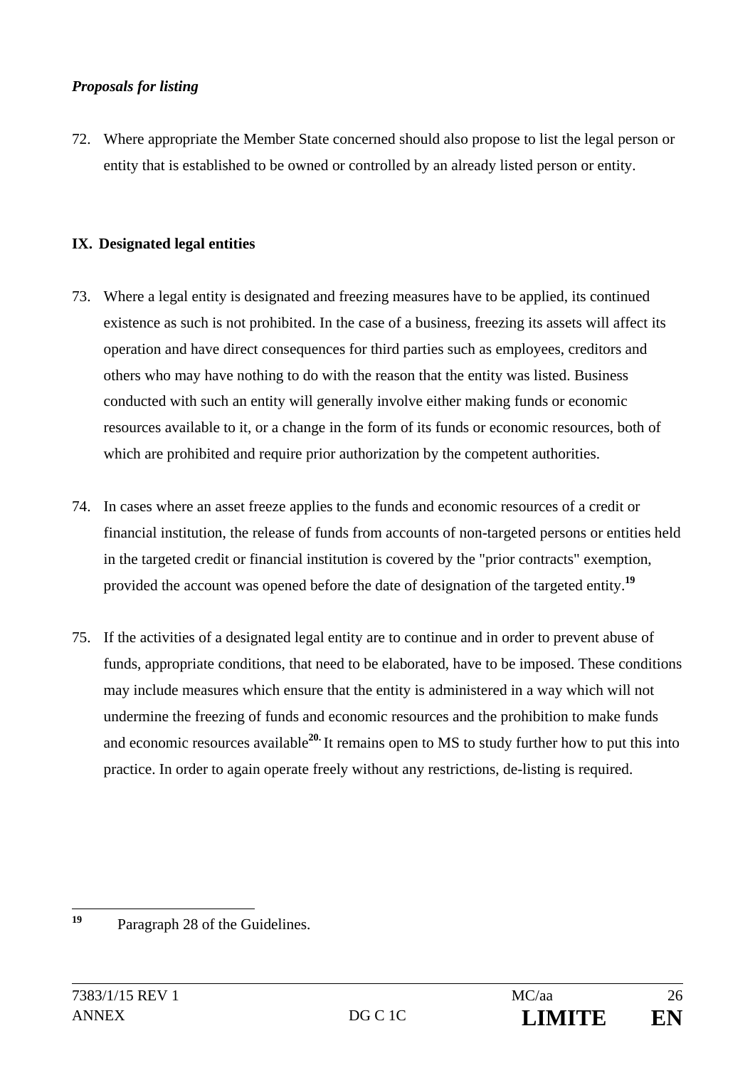*Proposals for listing*

72. Where appropriate the Member State concerned should also propose to list the legal person or entity that is established to be owned or controlled by an already listed person or entity.

**IX. Designated legal entities**

73. Where a legal entity is designated and freezing measures have to be applied, its continued existence as such is not prohibited. In the case of a business, freezing its assets will affect its operation and have direct consequences for third parties such as employees, creditors and others who may have nothing to do with the reason that the entity was listed. Business conducted with such an entity will generally involve either making funds or economic resources available to it, or a change in the form of its funds or economic resources, both of which are prohibited and require prior authorization by the competent authorities.

74. In cases where an asset freeze applies to the funds and economic resources of a credit or financial institution, the release of funds from accounts of non-targeted persons or entities held in the targeted credit or financial institution is covered by the "prior contracts" exemption, provided the account was opened before the date of designation of the targeted entity.[19]

75. If the activities of a designated legal entity are to continue and in order to prevent abuse of funds, appropriate conditions, that need to be elaborated, have to be imposed. These conditions may include measures which ensure that the entity is administered in a way which will not undermine the freezing of funds and economic resources and the prohibition to make funds and economic resources available[20]. It remains open to MS to study further how to put this into practice. In order to again operate freely without any restrictions, de-listing is required.

---

[19] Paragraph 28 of the Guidelines.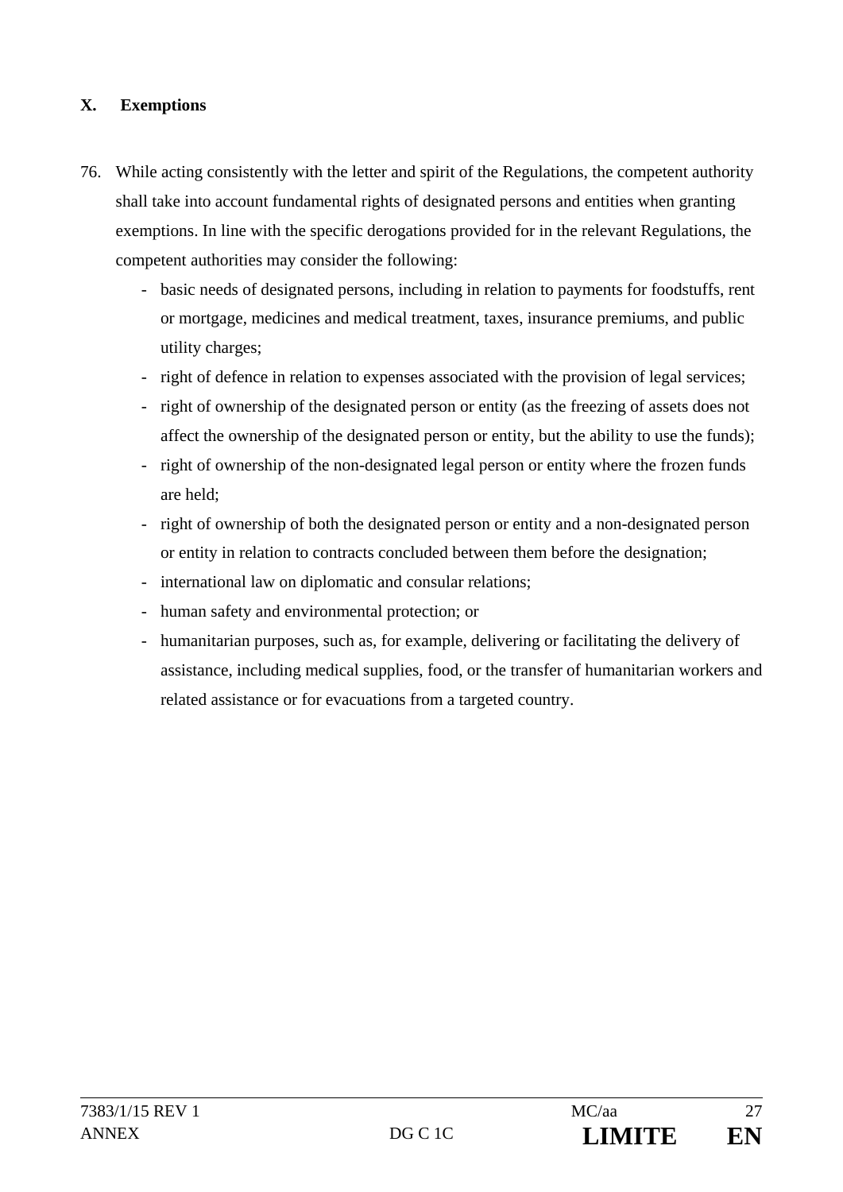## X. Exemptions

76. While acting consistently with the letter and spirit of the Regulations, the competent authority shall take into account fundamental rights of designated persons and entities when granting exemptions. In line with the specific derogations provided for in the relevant Regulations, the competent authorities may consider the following:
    - basic needs of designated persons, including in relation to payments for foodstuffs, rent or mortgage, medicines and medical treatment, taxes, insurance premiums, and public utility charges;
    - right of defence in relation to expenses associated with the provision of legal services;
    - right of ownership of the designated person or entity (as the freezing of assets does not affect the ownership of the designated person or entity, but the ability to use the funds);
    - right of ownership of the non-designated legal person or entity where the frozen funds are held;
    - right of ownership of both the designated person or entity and a non-designated person or entity in relation to contracts concluded between them before the designation;
    - international law on diplomatic and consular relations;
    - human safety and environmental protection; or
    - humanitarian purposes, such as, for example, delivering or facilitating the delivery of assistance, including medical supplies, food, or the transfer of humanitarian workers and related assistance or for evacuations from a targeted country.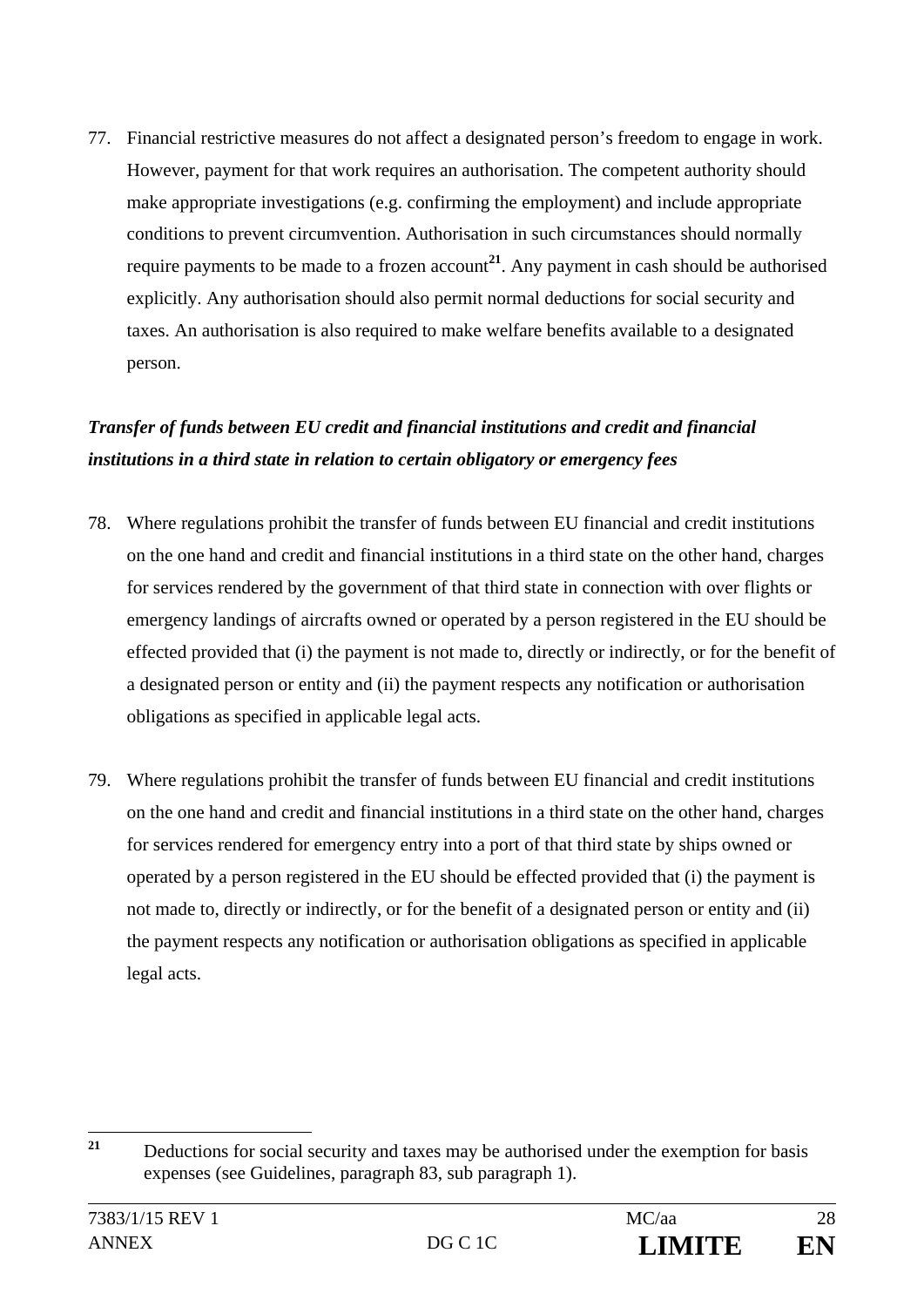77. Financial restrictive measures do not affect a designated person's freedom to engage in work. However, payment for that work requires an authorisation. The competent authority should make appropriate investigations (e.g. confirming the employment) and include appropriate conditions to prevent circumvention. Authorisation in such circumstances should normally require payments to be made to a frozen account[21]. Any payment in cash should be authorised explicitly. Any authorisation should also permit normal deductions for social security and taxes. An authorisation is also required to make welfare benefits available to a designated person.

***Transfer of funds between EU credit and financial institutions and credit and financial institutions in a third state in relation to certain obligatory or emergency fees***

78. Where regulations prohibit the transfer of funds between EU financial and credit institutions on the one hand and credit and financial institutions in a third state on the other hand, charges for services rendered by the government of that third state in connection with over flights or emergency landings of aircrafts owned or operated by a person registered in the EU should be effected provided that (i) the payment is not made to, directly or indirectly, or for the benefit of a designated person or entity and (ii) the payment respects any notification or authorisation obligations as specified in applicable legal acts.

79. Where regulations prohibit the transfer of funds between EU financial and credit institutions on the one hand and credit and financial institutions in a third state on the other hand, charges for services rendered for emergency entry into a port of that third state by ships owned or operated by a person registered in the EU should be effected provided that (i) the payment is not made to, directly or indirectly, or for the benefit of a designated person or entity and (ii) the payment respects any notification or authorisation obligations as specified in applicable legal acts.

---

[21] Deductions for social security and taxes may be authorised under the exemption for basis expenses (see Guidelines, paragraph 83, sub paragraph 1).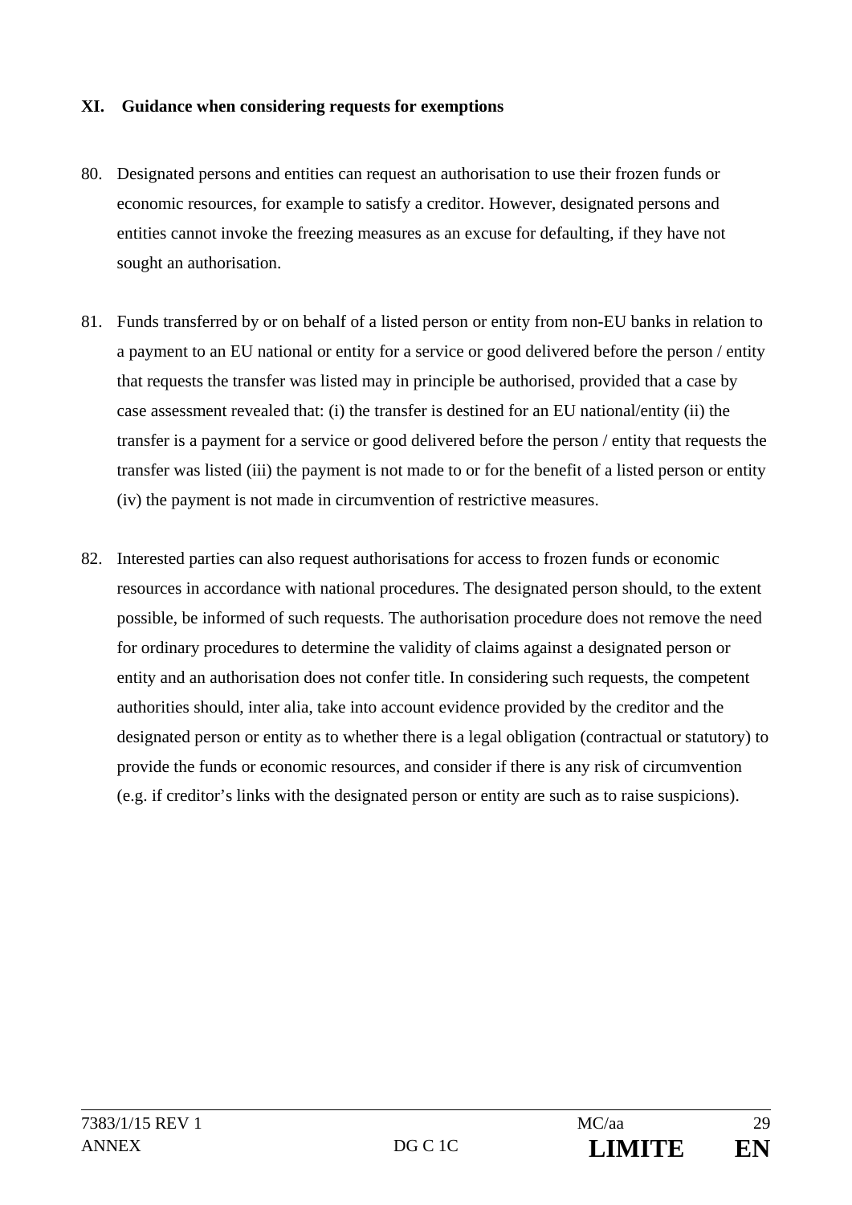## XI. Guidance when considering requests for exemptions

80. Designated persons and entities can request an authorisation to use their frozen funds or economic resources, for example to satisfy a creditor. However, designated persons and entities cannot invoke the freezing measures as an excuse for defaulting, if they have not sought an authorisation.

81. Funds transferred by or on behalf of a listed person or entity from non-EU banks in relation to a payment to an EU national or entity for a service or good delivered before the person / entity that requests the transfer was listed may in principle be authorised, provided that a case by case assessment revealed that: (i) the transfer is destined for an EU national/entity (ii) the transfer is a payment for a service or good delivered before the person / entity that requests the transfer was listed (iii) the payment is not made to or for the benefit of a listed person or entity (iv) the payment is not made in circumvention of restrictive measures.

82. Interested parties can also request authorisations for access to frozen funds or economic resources in accordance with national procedures. The designated person should, to the extent possible, be informed of such requests. The authorisation procedure does not remove the need for ordinary procedures to determine the validity of claims against a designated person or entity and an authorisation does not confer title. In considering such requests, the competent authorities should, inter alia, take into account evidence provided by the creditor and the designated person or entity as to whether there is a legal obligation (contractual or statutory) to provide the funds or economic resources, and consider if there is any risk of circumvention (e.g. if creditor's links with the designated person or entity are such as to raise suspicions).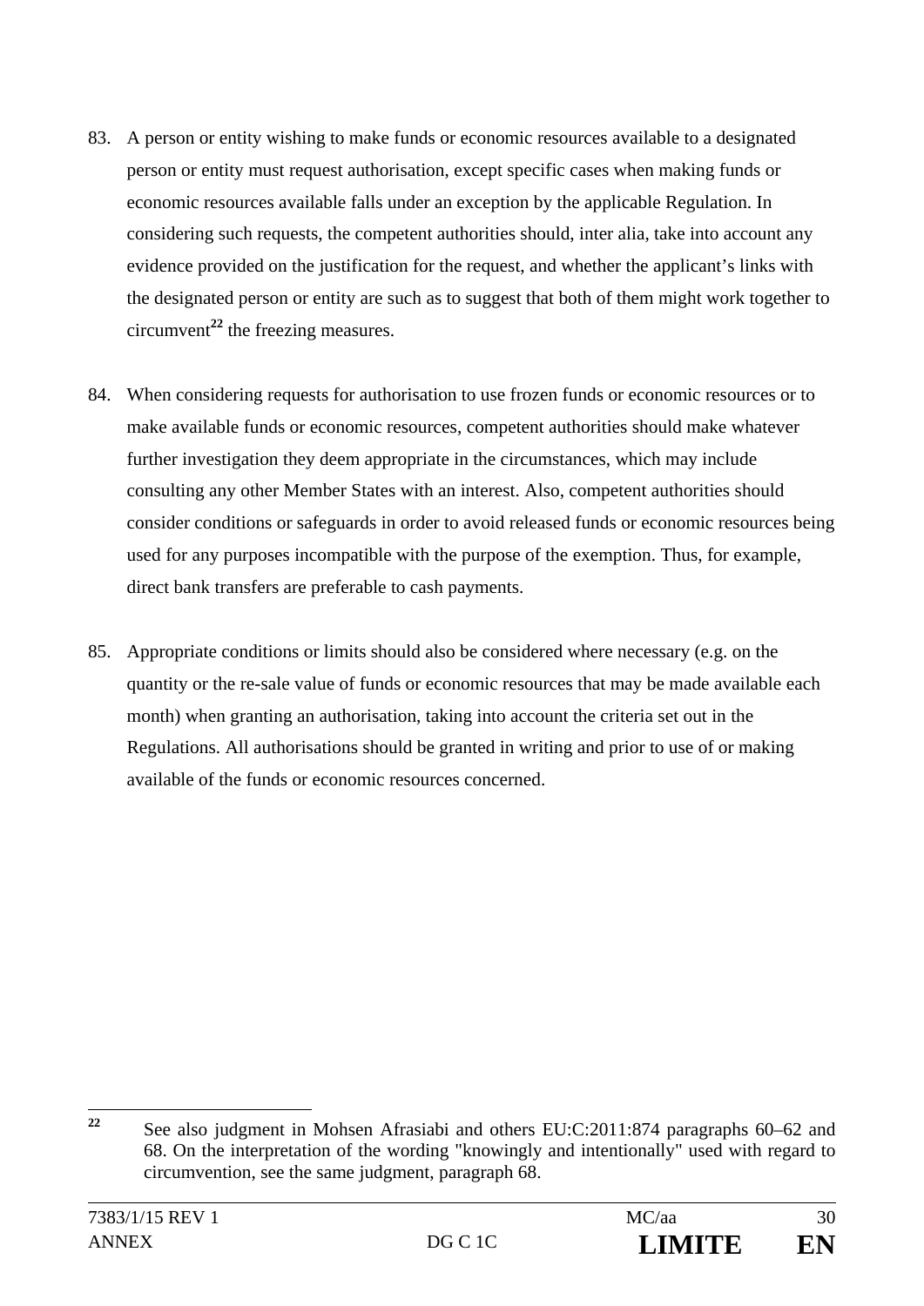83. A person or entity wishing to make funds or economic resources available to a designated person or entity must request authorisation, except specific cases when making funds or economic resources available falls under an exception by the applicable Regulation. In considering such requests, the competent authorities should, inter alia, take into account any evidence provided on the justification for the request, and whether the applicant's links with the designated person or entity are such as to suggest that both of them might work together to circumvent[22] the freezing measures.

84. When considering requests for authorisation to use frozen funds or economic resources or to make available funds or economic resources, competent authorities should make whatever further investigation they deem appropriate in the circumstances, which may include consulting any other Member States with an interest. Also, competent authorities should consider conditions or safeguards in order to avoid released funds or economic resources being used for any purposes incompatible with the purpose of the exemption. Thus, for example, direct bank transfers are preferable to cash payments.

85. Appropriate conditions or limits should also be considered where necessary (e.g. on the quantity or the re-sale value of funds or economic resources that may be made available each month) when granting an authorisation, taking into account the criteria set out in the Regulations. All authorisations should be granted in writing and prior to use of or making available of the funds or economic resources concerned.

---

[22] See also judgment in Mohsen Afrasiabi and others EU:C:2011:874 paragraphs 60–62 and 68. On the interpretation of the wording "knowingly and intentionally" used with regard to circumvention, see the same judgment, paragraph 68.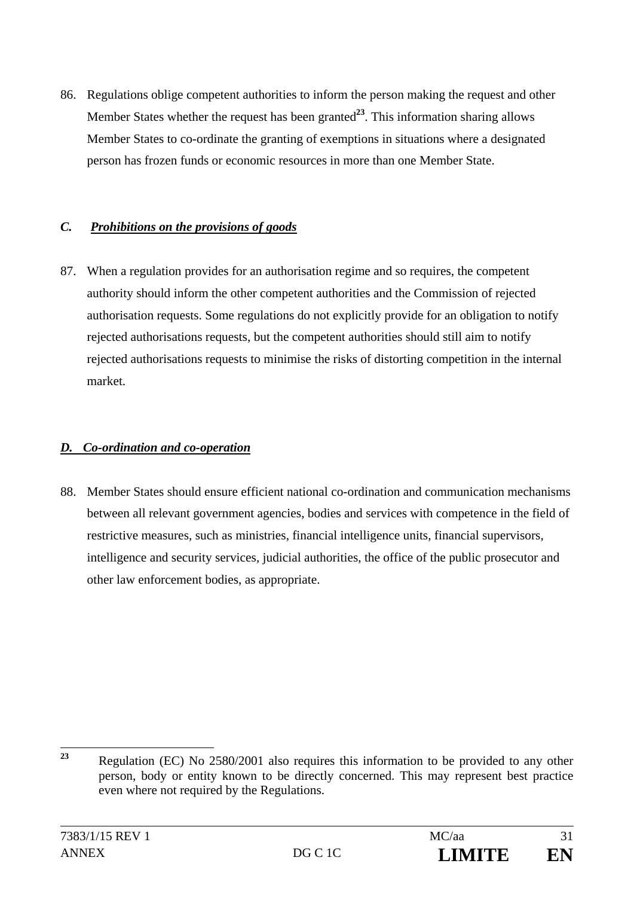86. Regulations oblige competent authorities to inform the person making the request and other Member States whether the request has been granted[23]. This information sharing allows Member States to co-ordinate the granting of exemptions in situations where a designated person has frozen funds or economic resources in more than one Member State.

### *C. Prohibitions on the provisions of goods*

87. When a regulation provides for an authorisation regime and so requires, the competent authority should inform the other competent authorities and the Commission of rejected authorisation requests. Some regulations do not explicitly provide for an obligation to notify rejected authorisations requests, but the competent authorities should still aim to notify rejected authorisations requests to minimise the risks of distorting competition in the internal market.

### *D. Co-ordination and co-operation*

88. Member States should ensure efficient national co-ordination and communication mechanisms between all relevant government agencies, bodies and services with competence in the field of restrictive measures, such as ministries, financial intelligence units, financial supervisors, intelligence and security services, judicial authorities, the office of the public prosecutor and other law enforcement bodies, as appropriate.

---

[23] Regulation (EC) No 2580/2001 also requires this information to be provided to any other person, body or entity known to be directly concerned. This may represent best practice even where not required by the Regulations.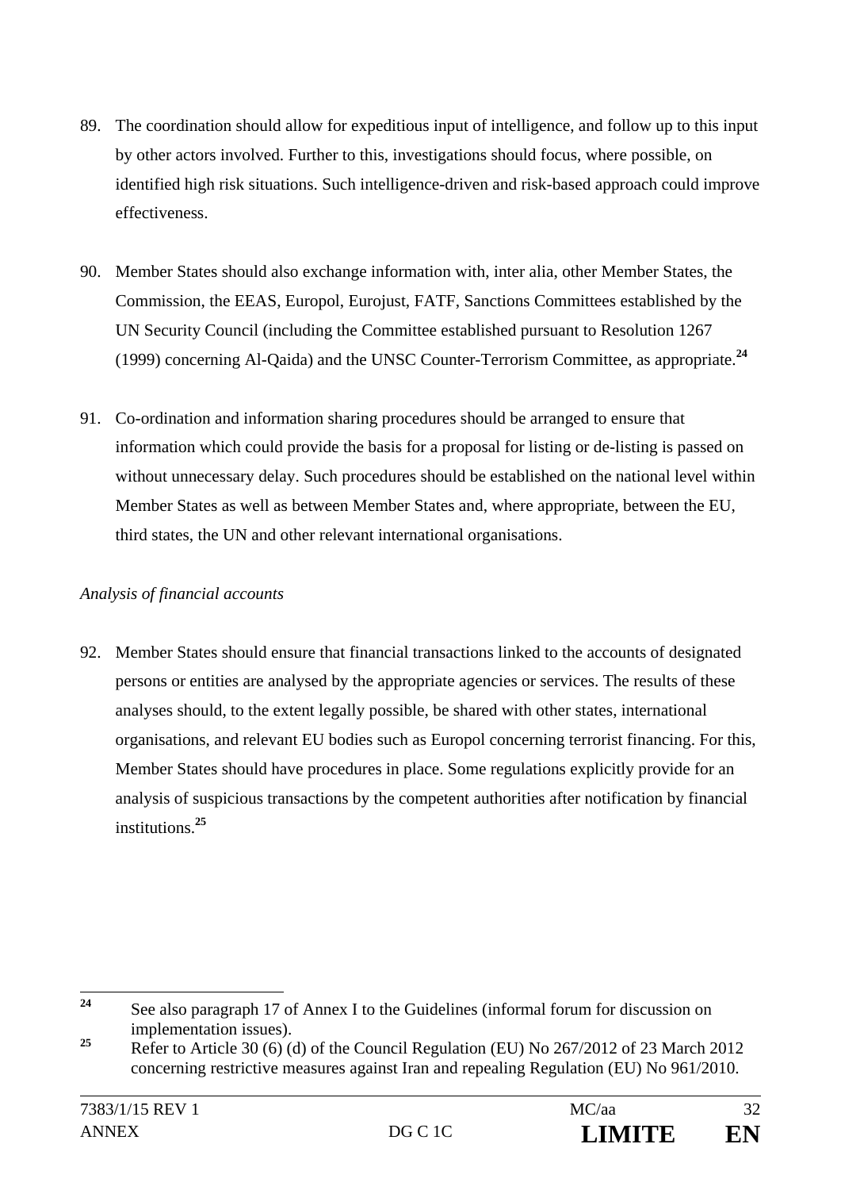89. The coordination should allow for expeditious input of intelligence, and follow up to this input by other actors involved. Further to this, investigations should focus, where possible, on identified high risk situations. Such intelligence-driven and risk-based approach could improve effectiveness.

90. Member States should also exchange information with, inter alia, other Member States, the Commission, the EEAS, Europol, Eurojust, FATF, Sanctions Committees established by the UN Security Council (including the Committee established pursuant to Resolution 1267 (1999) concerning Al-Qaida) and the UNSC Counter-Terrorism Committee, as appropriate.[24]

91. Co-ordination and information sharing procedures should be arranged to ensure that information which could provide the basis for a proposal for listing or de-listing is passed on without unnecessary delay. Such procedures should be established on the national level within Member States as well as between Member States and, where appropriate, between the EU, third states, the UN and other relevant international organisations.

*Analysis of financial accounts*

92. Member States should ensure that financial transactions linked to the accounts of designated persons or entities are analysed by the appropriate agencies or services. The results of these analyses should, to the extent legally possible, be shared with other states, international organisations, and relevant EU bodies such as Europol concerning terrorist financing. For this, Member States should have procedures in place. Some regulations explicitly provide for an analysis of suspicious transactions by the competent authorities after notification by financial institutions.[25]

---

[24] See also paragraph 17 of Annex I to the Guidelines (informal forum for discussion on implementation issues).

[25] Refer to Article 30 (6) (d) of the Council Regulation (EU) No 267/2012 of 23 March 2012 concerning restrictive measures against Iran and repealing Regulation (EU) No 961/2010.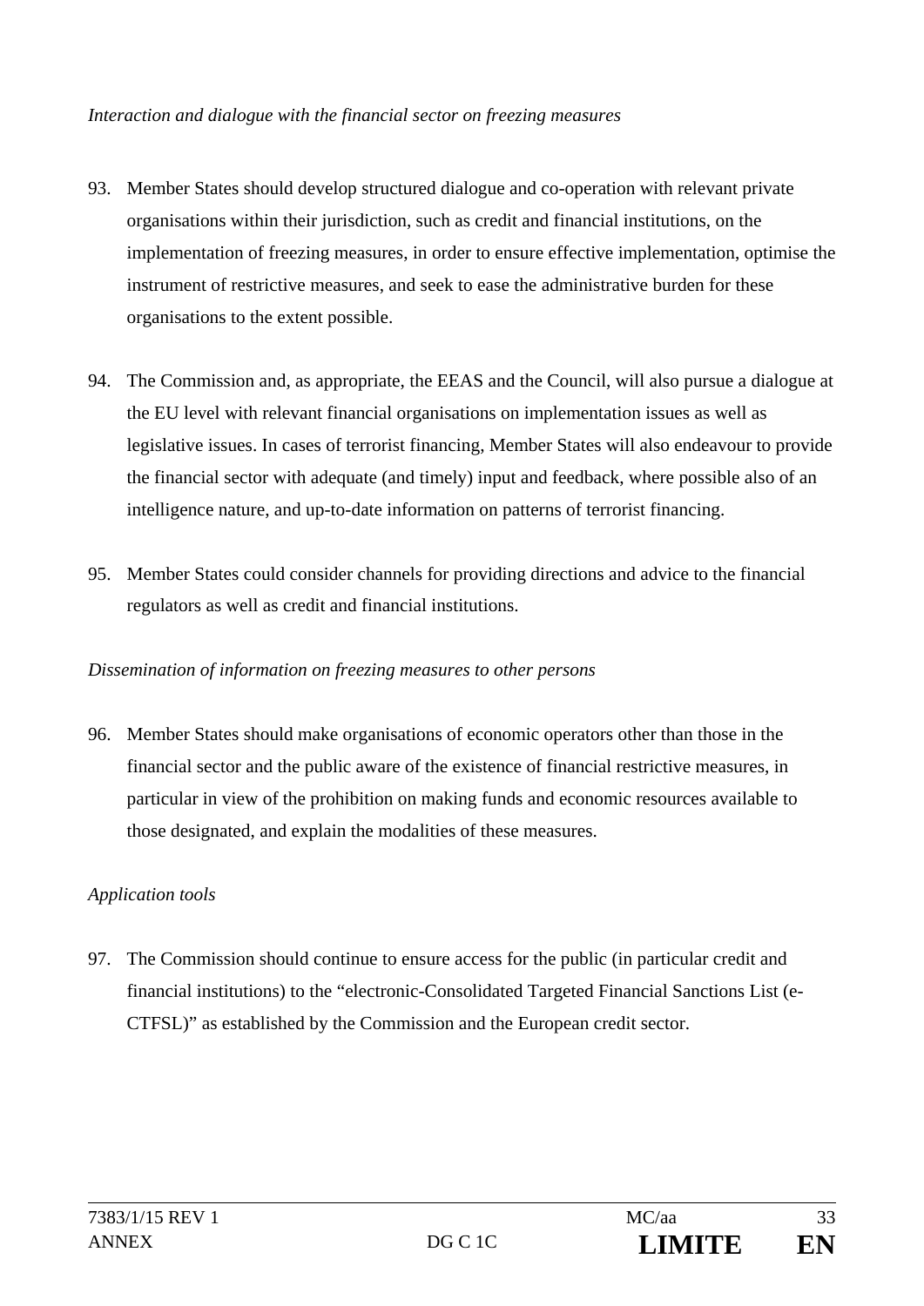*Interaction and dialogue with the financial sector on freezing measures*

93. Member States should develop structured dialogue and co-operation with relevant private organisations within their jurisdiction, such as credit and financial institutions, on the implementation of freezing measures, in order to ensure effective implementation, optimise the instrument of restrictive measures, and seek to ease the administrative burden for these organisations to the extent possible.

94. The Commission and, as appropriate, the EEAS and the Council, will also pursue a dialogue at the EU level with relevant financial organisations on implementation issues as well as legislative issues. In cases of terrorist financing, Member States will also endeavour to provide the financial sector with adequate (and timely) input and feedback, where possible also of an intelligence nature, and up-to-date information on patterns of terrorist financing.

95. Member States could consider channels for providing directions and advice to the financial regulators as well as credit and financial institutions.

*Dissemination of information on freezing measures to other persons*

96. Member States should make organisations of economic operators other than those in the financial sector and the public aware of the existence of financial restrictive measures, in particular in view of the prohibition on making funds and economic resources available to those designated, and explain the modalities of these measures.

*Application tools*

97. The Commission should continue to ensure access for the public (in particular credit and financial institutions) to the "electronic-Consolidated Targeted Financial Sanctions List (e-CTFSL)" as established by the Commission and the European credit sector.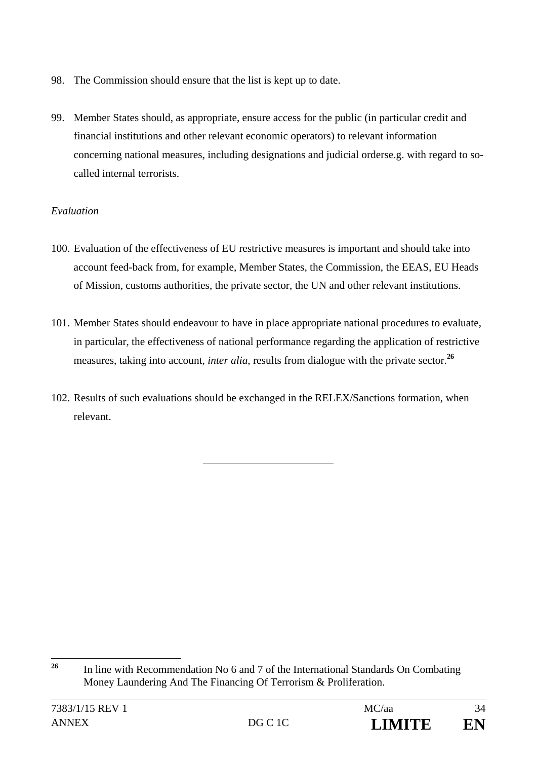98. The Commission should ensure that the list is kept up to date.

99. Member States should, as appropriate, ensure access for the public (in particular credit and financial institutions and other relevant economic operators) to relevant information concerning national measures, including designations and judicial orderse.g. with regard to so-called internal terrorists.

*Evaluation*

100. Evaluation of the effectiveness of EU restrictive measures is important and should take into account feed-back from, for example, Member States, the Commission, the EEAS, EU Heads of Mission, customs authorities, the private sector, the UN and other relevant institutions.

101. Member States should endeavour to have in place appropriate national procedures to evaluate, in particular, the effectiveness of national performance regarding the application of restrictive measures, taking into account, *inter alia*, results from dialogue with the private sector.[26]

102. Results of such evaluations should be exchanged in the RELEX/Sanctions formation, when relevant.

---

[26] In line with Recommendation No 6 and 7 of the International Standards On Combating Money Laundering And The Financing Of Terrorism & Proliferation.